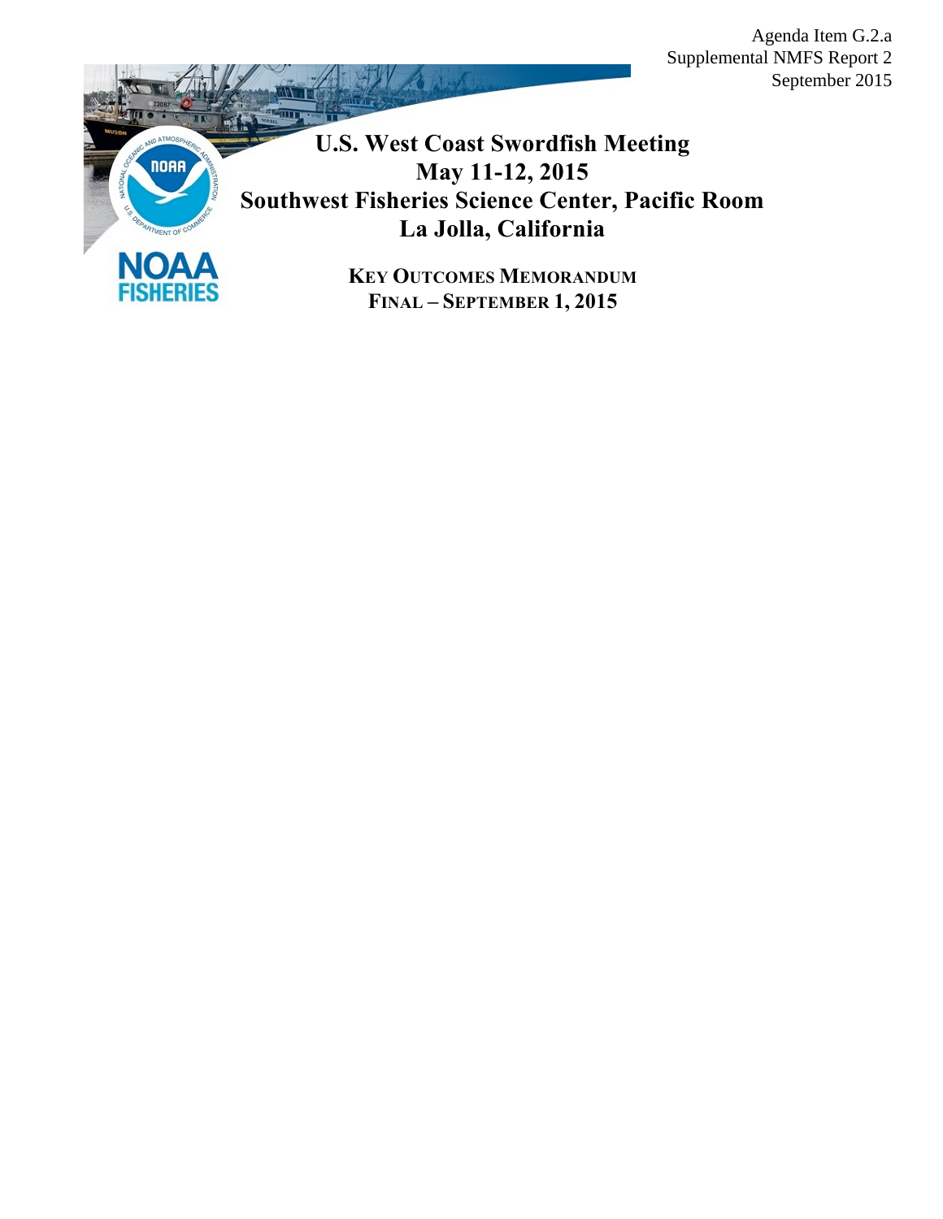Agenda Item G.2.a
Supplemental NMFS Report 2
September 2015

# U.S. West Coast Swordfish Meeting
# May 11-12, 2015
# Southwest Fisheries Science Center, Pacific Room
# La Jolla, California

**KEY OUTCOMES MEMORANDUM**
**FINAL – SEPTEMBER 1, 2015**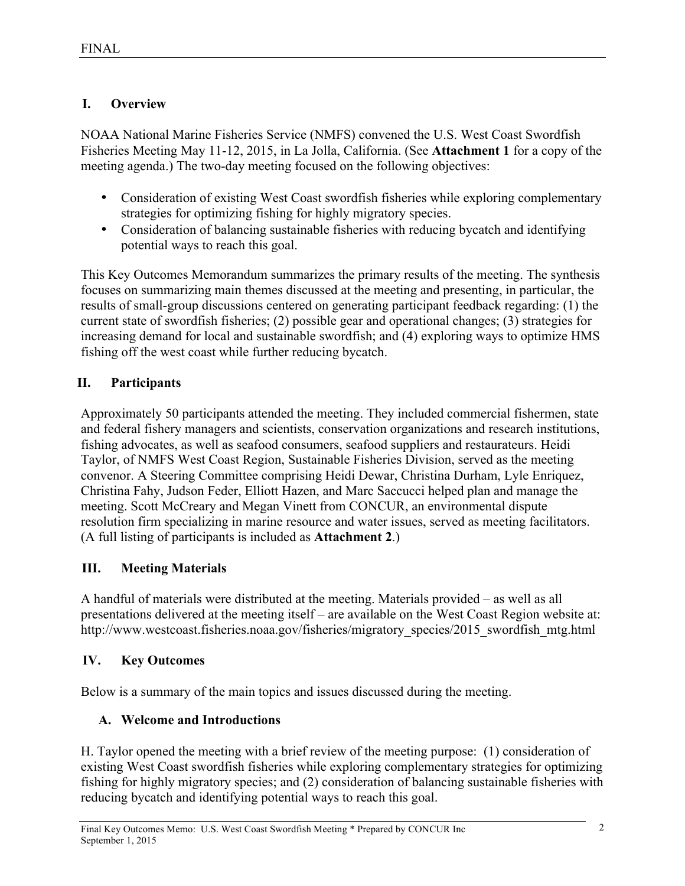## I. Overview

NOAA National Marine Fisheries Service (NMFS) convened the U.S. West Coast Swordfish Fisheries Meeting May 11-12, 2015, in La Jolla, California. (See **Attachment 1** for a copy of the meeting agenda.) The two-day meeting focused on the following objectives:

- Consideration of existing West Coast swordfish fisheries while exploring complementary strategies for optimizing fishing for highly migratory species.
- Consideration of balancing sustainable fisheries with reducing bycatch and identifying potential ways to reach this goal.

This Key Outcomes Memorandum summarizes the primary results of the meeting. The synthesis focuses on summarizing main themes discussed at the meeting and presenting, in particular, the results of small-group discussions centered on generating participant feedback regarding: (1) the current state of swordfish fisheries; (2) possible gear and operational changes; (3) strategies for increasing demand for local and sustainable swordfish; and (4) exploring ways to optimize HMS fishing off the west coast while further reducing bycatch.

## II. Participants

Approximately 50 participants attended the meeting. They included commercial fishermen, state and federal fishery managers and scientists, conservation organizations and research institutions, fishing advocates, as well as seafood consumers, seafood suppliers and restaurateurs. Heidi Taylor, of NMFS West Coast Region, Sustainable Fisheries Division, served as the meeting convenor. A Steering Committee comprising Heidi Dewar, Christina Durham, Lyle Enriquez, Christina Fahy, Judson Feder, Elliott Hazen, and Marc Saccucci helped plan and manage the meeting. Scott McCreary and Megan Vinett from CONCUR, an environmental dispute resolution firm specializing in marine resource and water issues, served as meeting facilitators. (A full listing of participants is included as **Attachment 2**.)

## III. Meeting Materials

A handful of materials were distributed at the meeting. Materials provided – as well as all presentations delivered at the meeting itself – are available on the West Coast Region website at: http://www.westcoast.fisheries.noaa.gov/fisheries/migratory_species/2015_swordfish_mtg.html

## IV. Key Outcomes

Below is a summary of the main topics and issues discussed during the meeting.

### A. Welcome and Introductions

H. Taylor opened the meeting with a brief review of the meeting purpose: (1) consideration of existing West Coast swordfish fisheries while exploring complementary strategies for optimizing fishing for highly migratory species; and (2) consideration of balancing sustainable fisheries with reducing bycatch and identifying potential ways to reach this goal.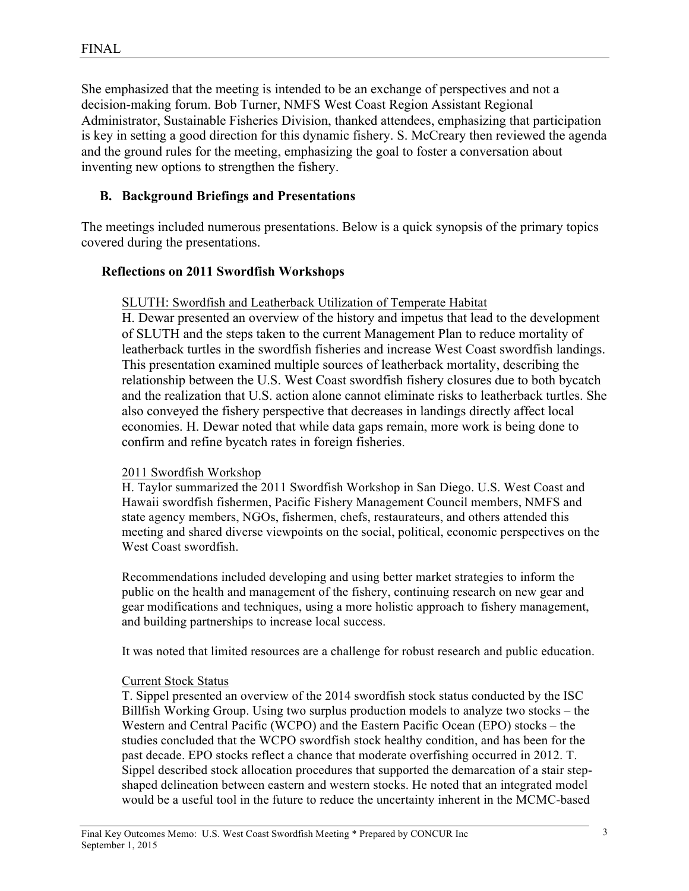She emphasized that the meeting is intended to be an exchange of perspectives and not a decision-making forum. Bob Turner, NMFS West Coast Region Assistant Regional Administrator, Sustainable Fisheries Division, thanked attendees, emphasizing that participation is key in setting a good direction for this dynamic fishery. S. McCreary then reviewed the agenda and the ground rules for the meeting, emphasizing the goal to foster a conversation about inventing new options to strengthen the fishery.

## B. Background Briefings and Presentations

The meetings included numerous presentations. Below is a quick synopsis of the primary topics covered during the presentations.

### Reflections on 2011 Swordfish Workshops

SLUTH: Swordfish and Leatherback Utilization of Temperate Habitat

H. Dewar presented an overview of the history and impetus that lead to the development of SLUTH and the steps taken to the current Management Plan to reduce mortality of leatherback turtles in the swordfish fisheries and increase West Coast swordfish landings. This presentation examined multiple sources of leatherback mortality, describing the relationship between the U.S. West Coast swordfish fishery closures due to both bycatch and the realization that U.S. action alone cannot eliminate risks to leatherback turtles. She also conveyed the fishery perspective that decreases in landings directly affect local economies. H. Dewar noted that while data gaps remain, more work is being done to confirm and refine bycatch rates in foreign fisheries.

2011 Swordfish Workshop

H. Taylor summarized the 2011 Swordfish Workshop in San Diego. U.S. West Coast and Hawaii swordfish fishermen, Pacific Fishery Management Council members, NMFS and state agency members, NGOs, fishermen, chefs, restaurateurs, and others attended this meeting and shared diverse viewpoints on the social, political, economic perspectives on the West Coast swordfish.

Recommendations included developing and using better market strategies to inform the public on the health and management of the fishery, continuing research on new gear and gear modifications and techniques, using a more holistic approach to fishery management, and building partnerships to increase local success.

It was noted that limited resources are a challenge for robust research and public education.

Current Stock Status

T. Sippel presented an overview of the 2014 swordfish stock status conducted by the ISC Billfish Working Group. Using two surplus production models to analyze two stocks – the Western and Central Pacific (WCPO) and the Eastern Pacific Ocean (EPO) stocks – the studies concluded that the WCPO swordfish stock healthy condition, and has been for the past decade. EPO stocks reflect a chance that moderate overfishing occurred in 2012. T. Sippel described stock allocation procedures that supported the demarcation of a stair step-shaped delineation between eastern and western stocks. He noted that an integrated model would be a useful tool in the future to reduce the uncertainty inherent in the MCMC-based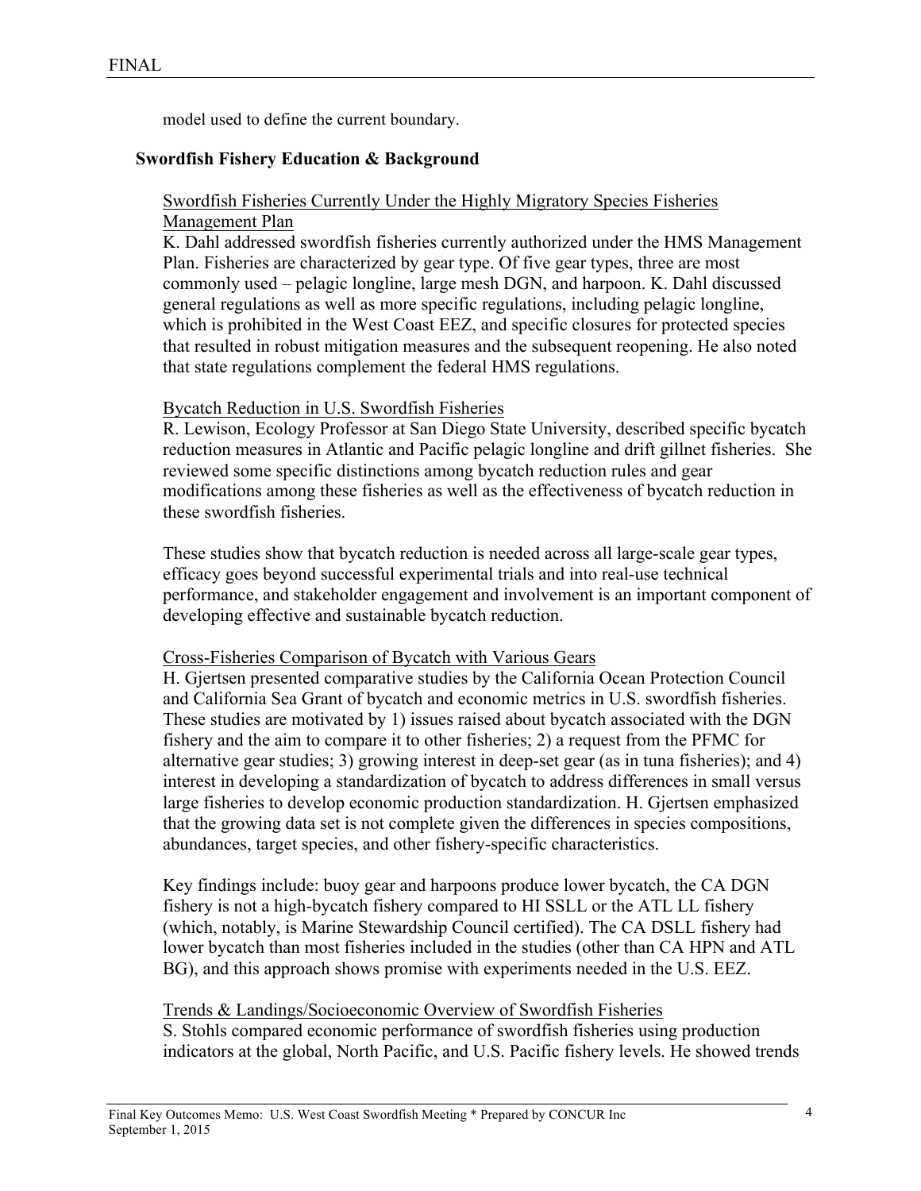model used to define the current boundary.

## Swordfish Fishery Education & Background

### Swordfish Fisheries Currently Under the Highly Migratory Species Fisheries Management Plan

K. Dahl addressed swordfish fisheries currently authorized under the HMS Management Plan. Fisheries are characterized by gear type. Of five gear types, three are most commonly used – pelagic longline, large mesh DGN, and harpoon. K. Dahl discussed general regulations as well as more specific regulations, including pelagic longline, which is prohibited in the West Coast EEZ, and specific closures for protected species that resulted in robust mitigation measures and the subsequent reopening. He also noted that state regulations complement the federal HMS regulations.

### Bycatch Reduction in U.S. Swordfish Fisheries

R. Lewison, Ecology Professor at San Diego State University, described specific bycatch reduction measures in Atlantic and Pacific pelagic longline and drift gillnet fisheries. She reviewed some specific distinctions among bycatch reduction rules and gear modifications among these fisheries as well as the effectiveness of bycatch reduction in these swordfish fisheries.

These studies show that bycatch reduction is needed across all large-scale gear types, efficacy goes beyond successful experimental trials and into real-use technical performance, and stakeholder engagement and involvement is an important component of developing effective and sustainable bycatch reduction.

### Cross-Fisheries Comparison of Bycatch with Various Gears

H. Gjertsen presented comparative studies by the California Ocean Protection Council and California Sea Grant of bycatch and economic metrics in U.S. swordfish fisheries. These studies are motivated by 1) issues raised about bycatch associated with the DGN fishery and the aim to compare it to other fisheries; 2) a request from the PFMC for alternative gear studies; 3) growing interest in deep-set gear (as in tuna fisheries); and 4) interest in developing a standardization of bycatch to address differences in small versus large fisheries to develop economic production standardization. H. Gjertsen emphasized that the growing data set is not complete given the differences in species compositions, abundances, target species, and other fishery-specific characteristics.

Key findings include: buoy gear and harpoons produce lower bycatch, the CA DGN fishery is not a high-bycatch fishery compared to HI SSLL or the ATL LL fishery (which, notably, is Marine Stewardship Council certified). The CA DSLL fishery had lower bycatch than most fisheries included in the studies (other than CA HPN and ATL BG), and this approach shows promise with experiments needed in the U.S. EEZ.

### Trends & Landings/Socioeconomic Overview of Swordfish Fisheries

S. Stohls compared economic performance of swordfish fisheries using production indicators at the global, North Pacific, and U.S. Pacific fishery levels. He showed trends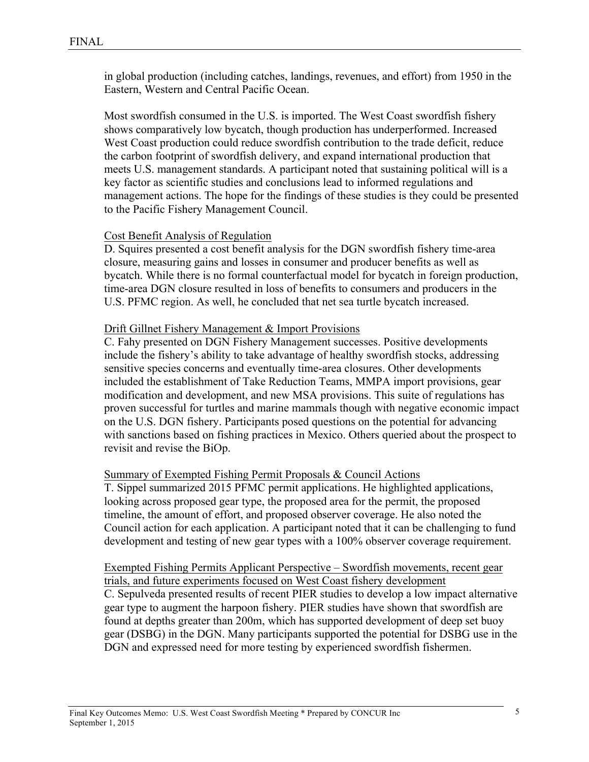in global production (including catches, landings, revenues, and effort) from 1950 in the Eastern, Western and Central Pacific Ocean.

Most swordfish consumed in the U.S. is imported. The West Coast swordfish fishery shows comparatively low bycatch, though production has underperformed. Increased West Coast production could reduce swordfish contribution to the trade deficit, reduce the carbon footprint of swordfish delivery, and expand international production that meets U.S. management standards. A participant noted that sustaining political will is a key factor as scientific studies and conclusions lead to informed regulations and management actions. The hope for the findings of these studies is they could be presented to the Pacific Fishery Management Council.

Cost Benefit Analysis of Regulation

D. Squires presented a cost benefit analysis for the DGN swordfish fishery time-area closure, measuring gains and losses in consumer and producer benefits as well as bycatch. While there is no formal counterfactual model for bycatch in foreign production, time-area DGN closure resulted in loss of benefits to consumers and producers in the U.S. PFMC region. As well, he concluded that net sea turtle bycatch increased.

Drift Gillnet Fishery Management & Import Provisions

C. Fahy presented on DGN Fishery Management successes. Positive developments include the fishery's ability to take advantage of healthy swordfish stocks, addressing sensitive species concerns and eventually time-area closures. Other developments included the establishment of Take Reduction Teams, MMPA import provisions, gear modification and development, and new MSA provisions. This suite of regulations has proven successful for turtles and marine mammals though with negative economic impact on the U.S. DGN fishery. Participants posed questions on the potential for advancing with sanctions based on fishing practices in Mexico. Others queried about the prospect to revisit and revise the BiOp.

Summary of Exempted Fishing Permit Proposals & Council Actions

T. Sippel summarized 2015 PFMC permit applications. He highlighted applications, looking across proposed gear type, the proposed area for the permit, the proposed timeline, the amount of effort, and proposed observer coverage. He also noted the Council action for each application. A participant noted that it can be challenging to fund development and testing of new gear types with a 100% observer coverage requirement.

Exempted Fishing Permits Applicant Perspective – Swordfish movements, recent gear trials, and future experiments focused on West Coast fishery development

C. Sepulveda presented results of recent PIER studies to develop a low impact alternative gear type to augment the harpoon fishery. PIER studies have shown that swordfish are found at depths greater than 200m, which has supported development of deep set buoy gear (DSBG) in the DGN. Many participants supported the potential for DSBG use in the DGN and expressed need for more testing by experienced swordfish fishermen.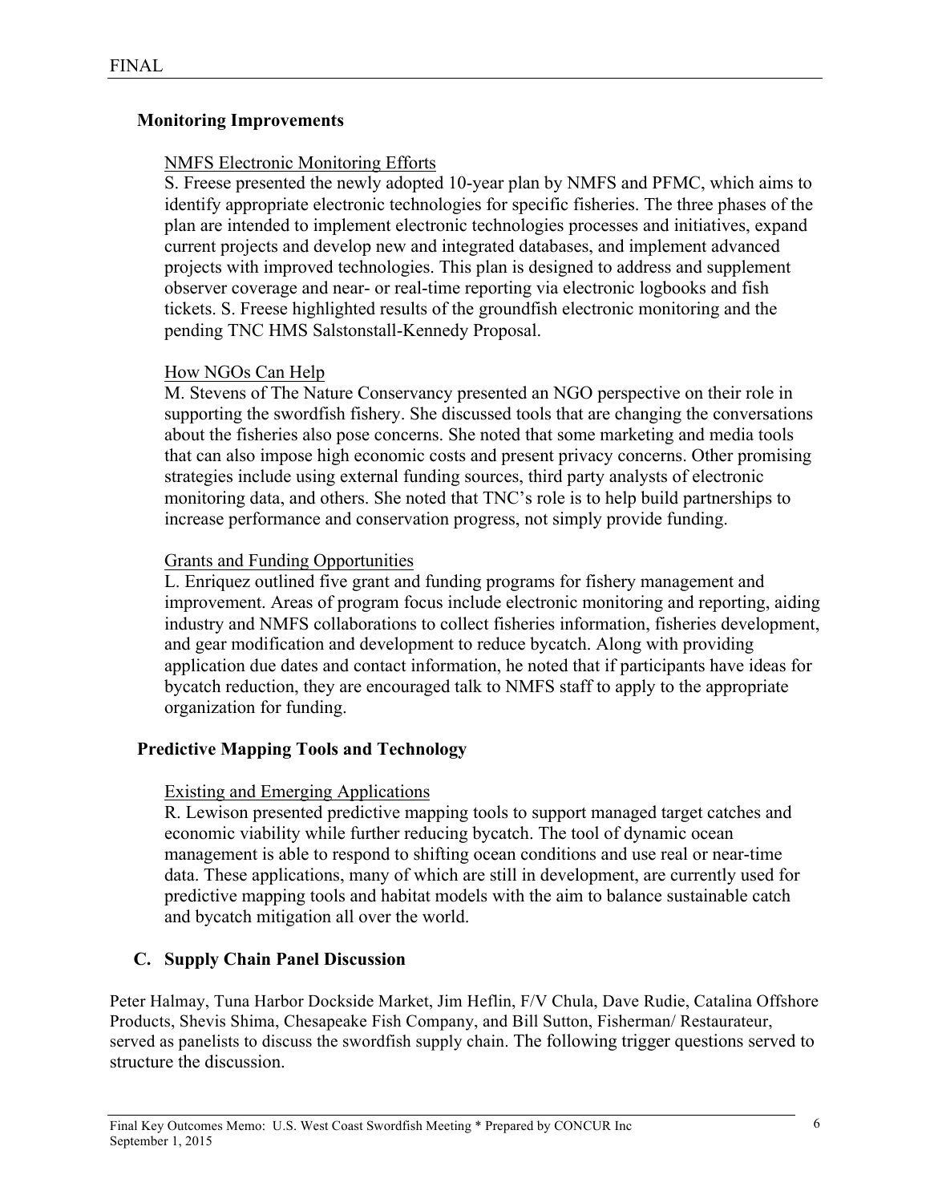### Monitoring Improvements

NMFS Electronic Monitoring Efforts

S. Freese presented the newly adopted 10-year plan by NMFS and PFMC, which aims to identify appropriate electronic technologies for specific fisheries. The three phases of the plan are intended to implement electronic technologies processes and initiatives, expand current projects and develop new and integrated databases, and implement advanced projects with improved technologies. This plan is designed to address and supplement observer coverage and near- or real-time reporting via electronic logbooks and fish tickets. S. Freese highlighted results of the groundfish electronic monitoring and the pending TNC HMS Salstonstall-Kennedy Proposal.

How NGOs Can Help

M. Stevens of The Nature Conservancy presented an NGO perspective on their role in supporting the swordfish fishery. She discussed tools that are changing the conversations about the fisheries also pose concerns. She noted that some marketing and media tools that can also impose high economic costs and present privacy concerns. Other promising strategies include using external funding sources, third party analysts of electronic monitoring data, and others. She noted that TNC's role is to help build partnerships to increase performance and conservation progress, not simply provide funding.

Grants and Funding Opportunities

L. Enriquez outlined five grant and funding programs for fishery management and improvement. Areas of program focus include electronic monitoring and reporting, aiding industry and NMFS collaborations to collect fisheries information, fisheries development, and gear modification and development to reduce bycatch. Along with providing application due dates and contact information, he noted that if participants have ideas for bycatch reduction, they are encouraged talk to NMFS staff to apply to the appropriate organization for funding.

### Predictive Mapping Tools and Technology

Existing and Emerging Applications

R. Lewison presented predictive mapping tools to support managed target catches and economic viability while further reducing bycatch. The tool of dynamic ocean management is able to respond to shifting ocean conditions and use real or near-time data. These applications, many of which are still in development, are currently used for predictive mapping tools and habitat models with the aim to balance sustainable catch and bycatch mitigation all over the world.

## C. Supply Chain Panel Discussion

Peter Halmay, Tuna Harbor Dockside Market, Jim Heflin, F/V Chula, Dave Rudie, Catalina Offshore Products, Shevis Shima, Chesapeake Fish Company, and Bill Sutton, Fisherman/ Restaurateur, served as panelists to discuss the swordfish supply chain. The following trigger questions served to structure the discussion.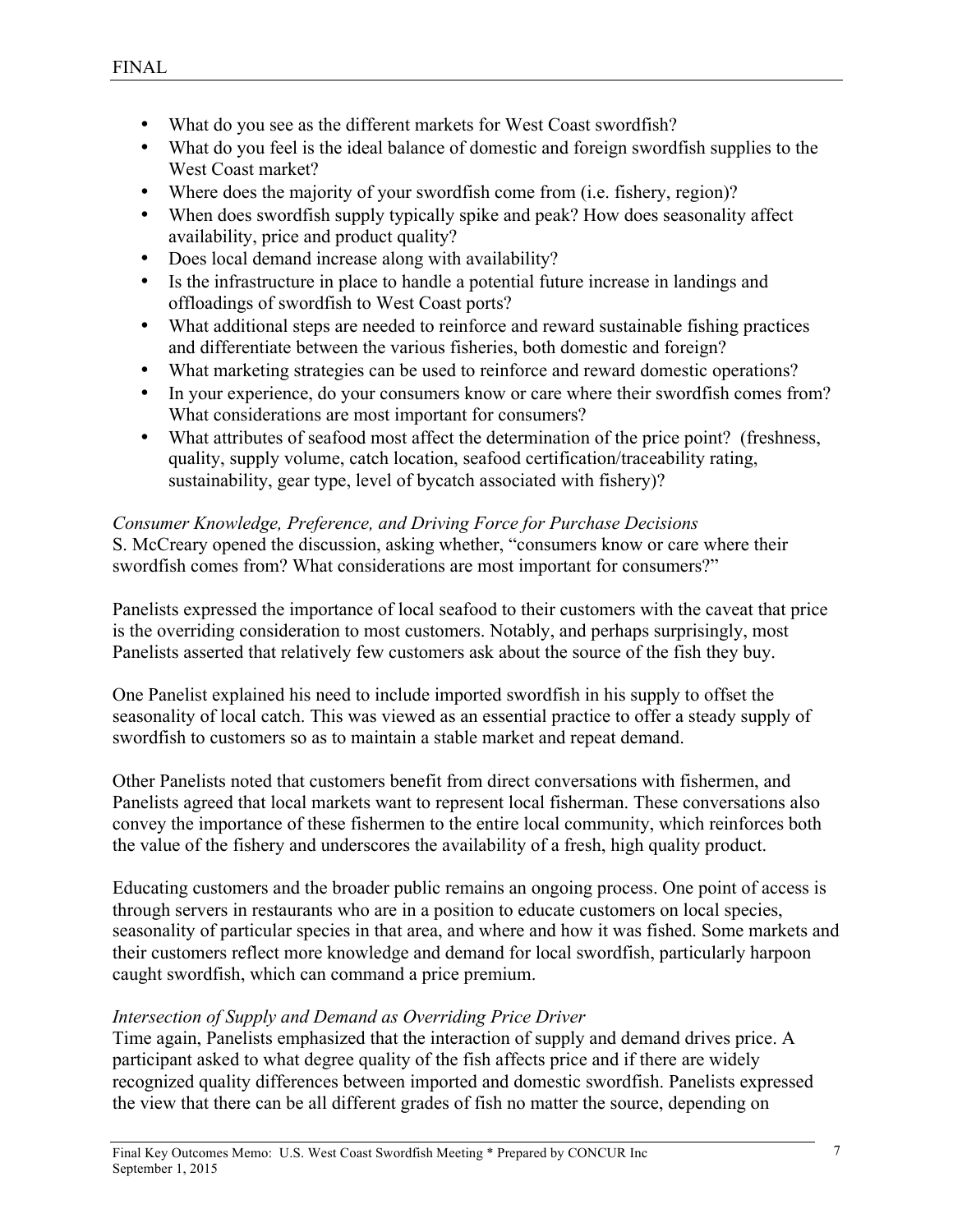- What do you see as the different markets for West Coast swordfish?
- What do you feel is the ideal balance of domestic and foreign swordfish supplies to the West Coast market?
- Where does the majority of your swordfish come from (i.e. fishery, region)?
- When does swordfish supply typically spike and peak? How does seasonality affect availability, price and product quality?
- Does local demand increase along with availability?
- Is the infrastructure in place to handle a potential future increase in landings and offloadings of swordfish to West Coast ports?
- What additional steps are needed to reinforce and reward sustainable fishing practices and differentiate between the various fisheries, both domestic and foreign?
- What marketing strategies can be used to reinforce and reward domestic operations?
- In your experience, do your consumers know or care where their swordfish comes from? What considerations are most important for consumers?
- What attributes of seafood most affect the determination of the price point? (freshness, quality, supply volume, catch location, seafood certification/traceability rating, sustainability, gear type, level of bycatch associated with fishery)?

*Consumer Knowledge, Preference, and Driving Force for Purchase Decisions*

S. McCreary opened the discussion, asking whether, "consumers know or care where their swordfish comes from? What considerations are most important for consumers?"

Panelists expressed the importance of local seafood to their customers with the caveat that price is the overriding consideration to most customers. Notably, and perhaps surprisingly, most Panelists asserted that relatively few customers ask about the source of the fish they buy.

One Panelist explained his need to include imported swordfish in his supply to offset the seasonality of local catch. This was viewed as an essential practice to offer a steady supply of swordfish to customers so as to maintain a stable market and repeat demand.

Other Panelists noted that customers benefit from direct conversations with fishermen, and Panelists agreed that local markets want to represent local fisherman. These conversations also convey the importance of these fishermen to the entire local community, which reinforces both the value of the fishery and underscores the availability of a fresh, high quality product.

Educating customers and the broader public remains an ongoing process. One point of access is through servers in restaurants who are in a position to educate customers on local species, seasonality of particular species in that area, and where and how it was fished. Some markets and their customers reflect more knowledge and demand for local swordfish, particularly harpoon caught swordfish, which can command a price premium.

*Intersection of Supply and Demand as Overriding Price Driver*

Time again, Panelists emphasized that the interaction of supply and demand drives price. A participant asked to what degree quality of the fish affects price and if there are widely recognized quality differences between imported and domestic swordfish. Panelists expressed the view that there can be all different grades of fish no matter the source, depending on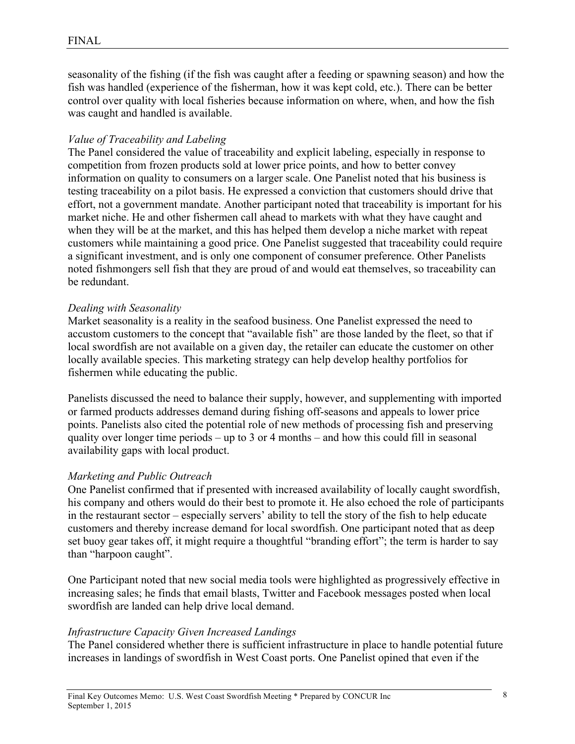seasonality of the fishing (if the fish was caught after a feeding or spawning season) and how the fish was handled (experience of the fisherman, how it was kept cold, etc.). There can be better control over quality with local fisheries because information on where, when, and how the fish was caught and handled is available.

*Value of Traceability and Labeling*

The Panel considered the value of traceability and explicit labeling, especially in response to competition from frozen products sold at lower price points, and how to better convey information on quality to consumers on a larger scale. One Panelist noted that his business is testing traceability on a pilot basis. He expressed a conviction that customers should drive that effort, not a government mandate. Another participant noted that traceability is important for his market niche. He and other fishermen call ahead to markets with what they have caught and when they will be at the market, and this has helped them develop a niche market with repeat customers while maintaining a good price. One Panelist suggested that traceability could require a significant investment, and is only one component of consumer preference. Other Panelists noted fishmongers sell fish that they are proud of and would eat themselves, so traceability can be redundant.

*Dealing with Seasonality*

Market seasonality is a reality in the seafood business. One Panelist expressed the need to accustom customers to the concept that "available fish" are those landed by the fleet, so that if local swordfish are not available on a given day, the retailer can educate the customer on other locally available species. This marketing strategy can help develop healthy portfolios for fishermen while educating the public.

Panelists discussed the need to balance their supply, however, and supplementing with imported or farmed products addresses demand during fishing off-seasons and appeals to lower price points. Panelists also cited the potential role of new methods of processing fish and preserving quality over longer time periods – up to 3 or 4 months – and how this could fill in seasonal availability gaps with local product.

*Marketing and Public Outreach*

One Panelist confirmed that if presented with increased availability of locally caught swordfish, his company and others would do their best to promote it. He also echoed the role of participants in the restaurant sector – especially servers' ability to tell the story of the fish to help educate customers and thereby increase demand for local swordfish. One participant noted that as deep set buoy gear takes off, it might require a thoughtful "branding effort"; the term is harder to say than "harpoon caught".

One Participant noted that new social media tools were highlighted as progressively effective in increasing sales; he finds that email blasts, Twitter and Facebook messages posted when local swordfish are landed can help drive local demand.

*Infrastructure Capacity Given Increased Landings*

The Panel considered whether there is sufficient infrastructure in place to handle potential future increases in landings of swordfish in West Coast ports. One Panelist opined that even if the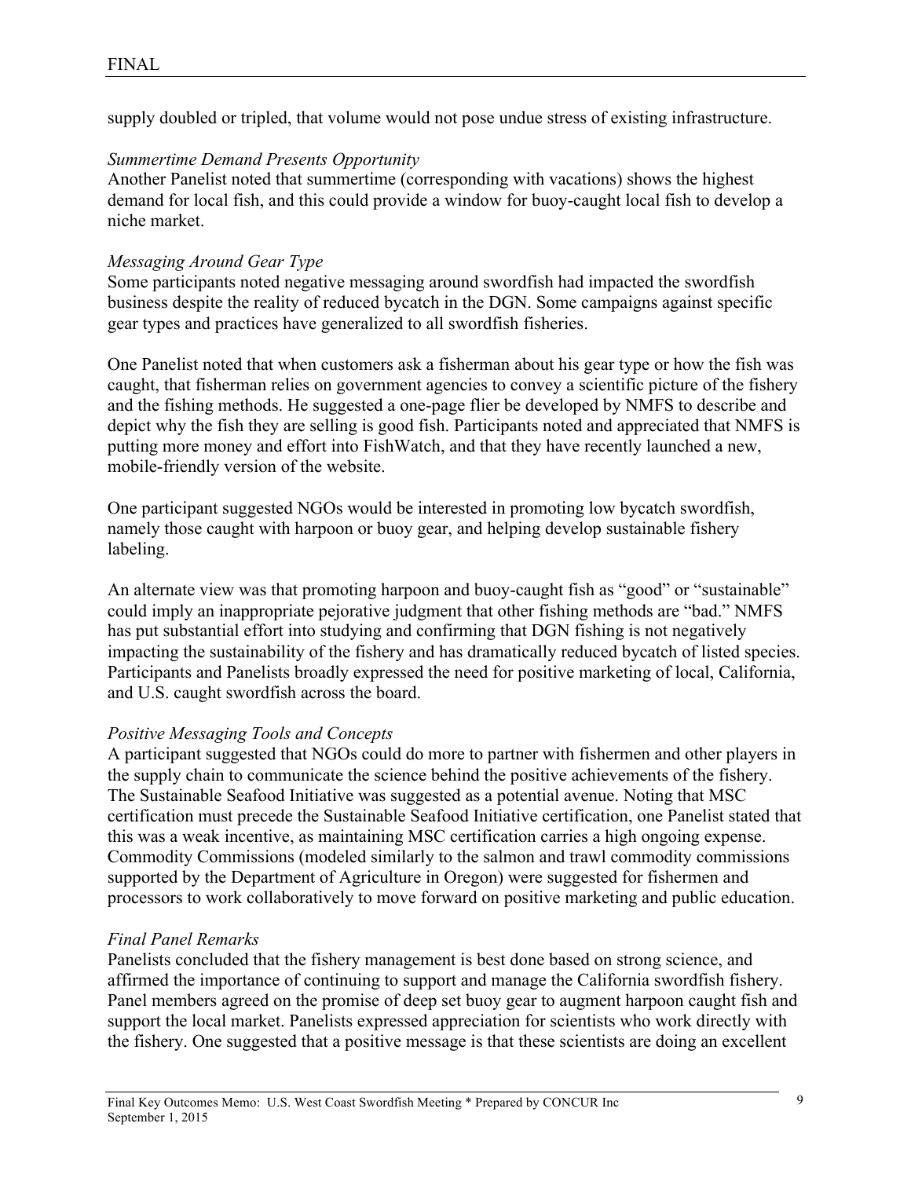supply doubled or tripled, that volume would not pose undue stress of existing infrastructure.

*Summertime Demand Presents Opportunity*

Another Panelist noted that summertime (corresponding with vacations) shows the highest demand for local fish, and this could provide a window for buoy-caught local fish to develop a niche market.

*Messaging Around Gear Type*

Some participants noted negative messaging around swordfish had impacted the swordfish business despite the reality of reduced bycatch in the DGN. Some campaigns against specific gear types and practices have generalized to all swordfish fisheries.

One Panelist noted that when customers ask a fisherman about his gear type or how the fish was caught, that fisherman relies on government agencies to convey a scientific picture of the fishery and the fishing methods. He suggested a one-page flier be developed by NMFS to describe and depict why the fish they are selling is good fish. Participants noted and appreciated that NMFS is putting more money and effort into FishWatch, and that they have recently launched a new, mobile-friendly version of the website.

One participant suggested NGOs would be interested in promoting low bycatch swordfish, namely those caught with harpoon or buoy gear, and helping develop sustainable fishery labeling.

An alternate view was that promoting harpoon and buoy-caught fish as "good" or "sustainable" could imply an inappropriate pejorative judgment that other fishing methods are "bad." NMFS has put substantial effort into studying and confirming that DGN fishing is not negatively impacting the sustainability of the fishery and has dramatically reduced bycatch of listed species. Participants and Panelists broadly expressed the need for positive marketing of local, California, and U.S. caught swordfish across the board.

*Positive Messaging Tools and Concepts*

A participant suggested that NGOs could do more to partner with fishermen and other players in the supply chain to communicate the science behind the positive achievements of the fishery. The Sustainable Seafood Initiative was suggested as a potential avenue. Noting that MSC certification must precede the Sustainable Seafood Initiative certification, one Panelist stated that this was a weak incentive, as maintaining MSC certification carries a high ongoing expense. Commodity Commissions (modeled similarly to the salmon and trawl commodity commissions supported by the Department of Agriculture in Oregon) were suggested for fishermen and processors to work collaboratively to move forward on positive marketing and public education.

*Final Panel Remarks*

Panelists concluded that the fishery management is best done based on strong science, and affirmed the importance of continuing to support and manage the California swordfish fishery. Panel members agreed on the promise of deep set buoy gear to augment harpoon caught fish and support the local market. Panelists expressed appreciation for scientists who work directly with the fishery. One suggested that a positive message is that these scientists are doing an excellent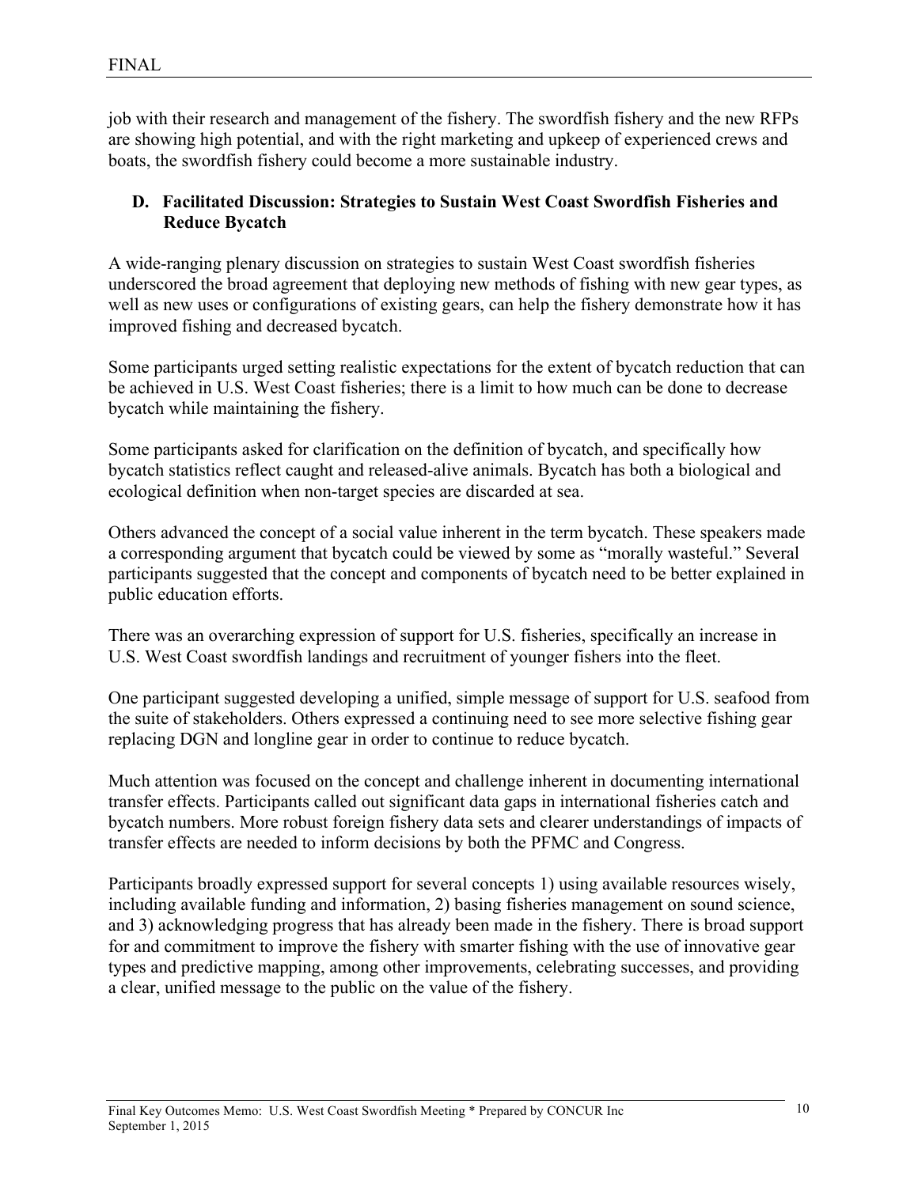job with their research and management of the fishery. The swordfish fishery and the new RFPs are showing high potential, and with the right marketing and upkeep of experienced crews and boats, the swordfish fishery could become a more sustainable industry.

### D. Facilitated Discussion: Strategies to Sustain West Coast Swordfish Fisheries and Reduce Bycatch

A wide-ranging plenary discussion on strategies to sustain West Coast swordfish fisheries underscored the broad agreement that deploying new methods of fishing with new gear types, as well as new uses or configurations of existing gears, can help the fishery demonstrate how it has improved fishing and decreased bycatch.

Some participants urged setting realistic expectations for the extent of bycatch reduction that can be achieved in U.S. West Coast fisheries; there is a limit to how much can be done to decrease bycatch while maintaining the fishery.

Some participants asked for clarification on the definition of bycatch, and specifically how bycatch statistics reflect caught and released-alive animals. Bycatch has both a biological and ecological definition when non-target species are discarded at sea.

Others advanced the concept of a social value inherent in the term bycatch. These speakers made a corresponding argument that bycatch could be viewed by some as "morally wasteful." Several participants suggested that the concept and components of bycatch need to be better explained in public education efforts.

There was an overarching expression of support for U.S. fisheries, specifically an increase in U.S. West Coast swordfish landings and recruitment of younger fishers into the fleet.

One participant suggested developing a unified, simple message of support for U.S. seafood from the suite of stakeholders. Others expressed a continuing need to see more selective fishing gear replacing DGN and longline gear in order to continue to reduce bycatch.

Much attention was focused on the concept and challenge inherent in documenting international transfer effects. Participants called out significant data gaps in international fisheries catch and bycatch numbers. More robust foreign fishery data sets and clearer understandings of impacts of transfer effects are needed to inform decisions by both the PFMC and Congress.

Participants broadly expressed support for several concepts 1) using available resources wisely, including available funding and information, 2) basing fisheries management on sound science, and 3) acknowledging progress that has already been made in the fishery. There is broad support for and commitment to improve the fishery with smarter fishing with the use of innovative gear types and predictive mapping, among other improvements, celebrating successes, and providing a clear, unified message to the public on the value of the fishery.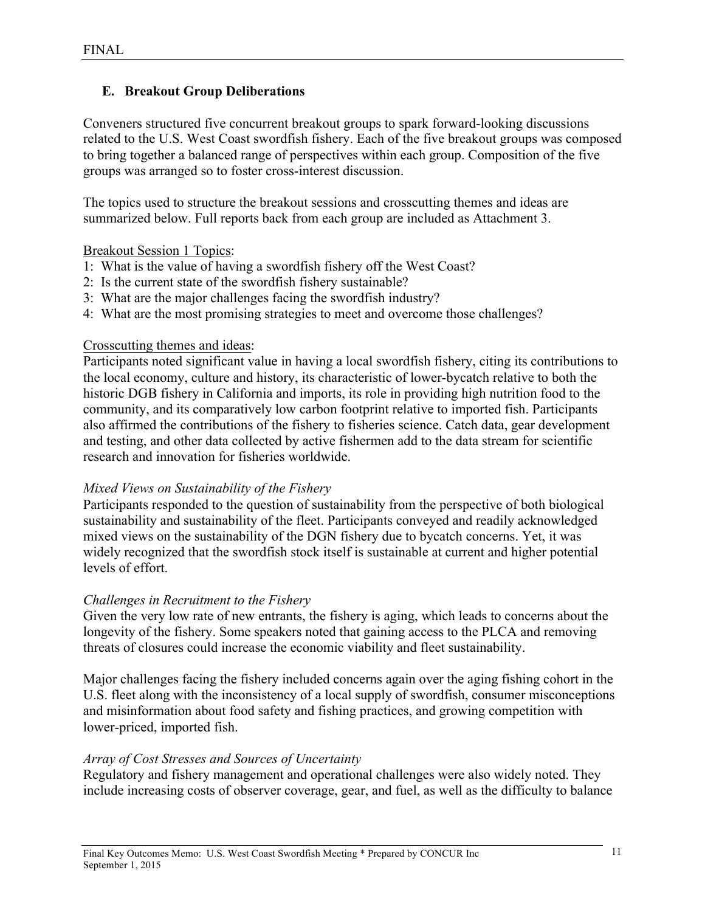### E. Breakout Group Deliberations

Conveners structured five concurrent breakout groups to spark forward-looking discussions related to the U.S. West Coast swordfish fishery. Each of the five breakout groups was composed to bring together a balanced range of perspectives within each group. Composition of the five groups was arranged so to foster cross-interest discussion.

The topics used to structure the breakout sessions and crosscutting themes and ideas are summarized below. Full reports back from each group are included as Attachment 3.

Breakout Session 1 Topics:

1: What is the value of having a swordfish fishery off the West Coast?
2: Is the current state of the swordfish fishery sustainable?
3: What are the major challenges facing the swordfish industry?
4: What are the most promising strategies to meet and overcome those challenges?

Crosscutting themes and ideas:

Participants noted significant value in having a local swordfish fishery, citing its contributions to the local economy, culture and history, its characteristic of lower-bycatch relative to both the historic DGB fishery in California and imports, its role in providing high nutrition food to the community, and its comparatively low carbon footprint relative to imported fish. Participants also affirmed the contributions of the fishery to fisheries science. Catch data, gear development and testing, and other data collected by active fishermen add to the data stream for scientific research and innovation for fisheries worldwide.

*Mixed Views on Sustainability of the Fishery*

Participants responded to the question of sustainability from the perspective of both biological sustainability and sustainability of the fleet. Participants conveyed and readily acknowledged mixed views on the sustainability of the DGN fishery due to bycatch concerns. Yet, it was widely recognized that the swordfish stock itself is sustainable at current and higher potential levels of effort.

*Challenges in Recruitment to the Fishery*

Given the very low rate of new entrants, the fishery is aging, which leads to concerns about the longevity of the fishery. Some speakers noted that gaining access to the PLCA and removing threats of closures could increase the economic viability and fleet sustainability.

Major challenges facing the fishery included concerns again over the aging fishing cohort in the U.S. fleet along with the inconsistency of a local supply of swordfish, consumer misconceptions and misinformation about food safety and fishing practices, and growing competition with lower-priced, imported fish.

*Array of Cost Stresses and Sources of Uncertainty*

Regulatory and fishery management and operational challenges were also widely noted. They include increasing costs of observer coverage, gear, and fuel, as well as the difficulty to balance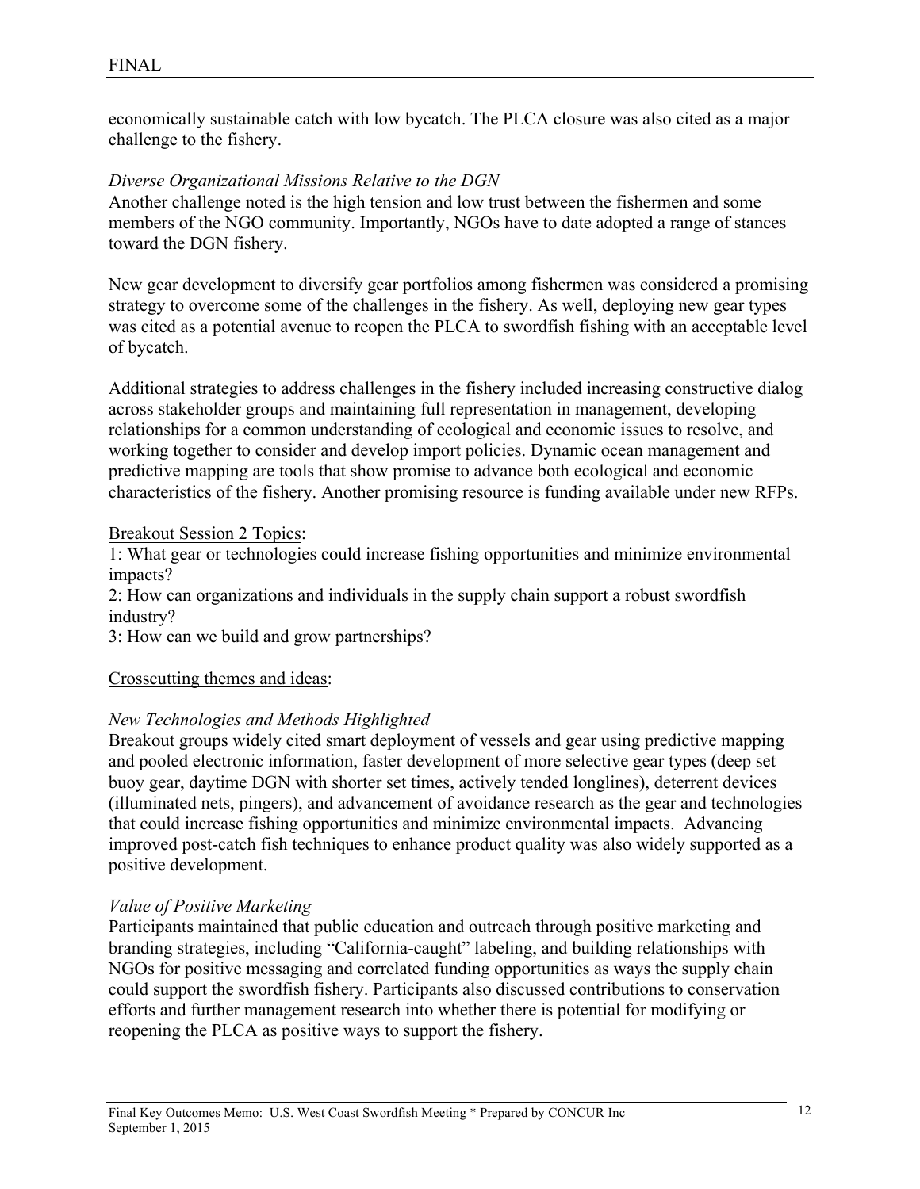economically sustainable catch with low bycatch. The PLCA closure was also cited as a major challenge to the fishery.

*Diverse Organizational Missions Relative to the DGN*

Another challenge noted is the high tension and low trust between the fishermen and some members of the NGO community. Importantly, NGOs have to date adopted a range of stances toward the DGN fishery.

New gear development to diversify gear portfolios among fishermen was considered a promising strategy to overcome some of the challenges in the fishery. As well, deploying new gear types was cited as a potential avenue to reopen the PLCA to swordfish fishing with an acceptable level of bycatch.

Additional strategies to address challenges in the fishery included increasing constructive dialog across stakeholder groups and maintaining full representation in management, developing relationships for a common understanding of ecological and economic issues to resolve, and working together to consider and develop import policies. Dynamic ocean management and predictive mapping are tools that show promise to advance both ecological and economic characteristics of the fishery. Another promising resource is funding available under new RFPs.

<u>Breakout Session 2 Topics</u>:

1: What gear or technologies could increase fishing opportunities and minimize environmental impacts?

2: How can organizations and individuals in the supply chain support a robust swordfish industry?

3: How can we build and grow partnerships?

<u>Crosscutting themes and ideas</u>:

*New Technologies and Methods Highlighted*

Breakout groups widely cited smart deployment of vessels and gear using predictive mapping and pooled electronic information, faster development of more selective gear types (deep set buoy gear, daytime DGN with shorter set times, actively tended longlines), deterrent devices (illuminated nets, pingers), and advancement of avoidance research as the gear and technologies that could increase fishing opportunities and minimize environmental impacts. Advancing improved post-catch fish techniques to enhance product quality was also widely supported as a positive development.

*Value of Positive Marketing*

Participants maintained that public education and outreach through positive marketing and branding strategies, including "California-caught" labeling, and building relationships with NGOs for positive messaging and correlated funding opportunities as ways the supply chain could support the swordfish fishery. Participants also discussed contributions to conservation efforts and further management research into whether there is potential for modifying or reopening the PLCA as positive ways to support the fishery.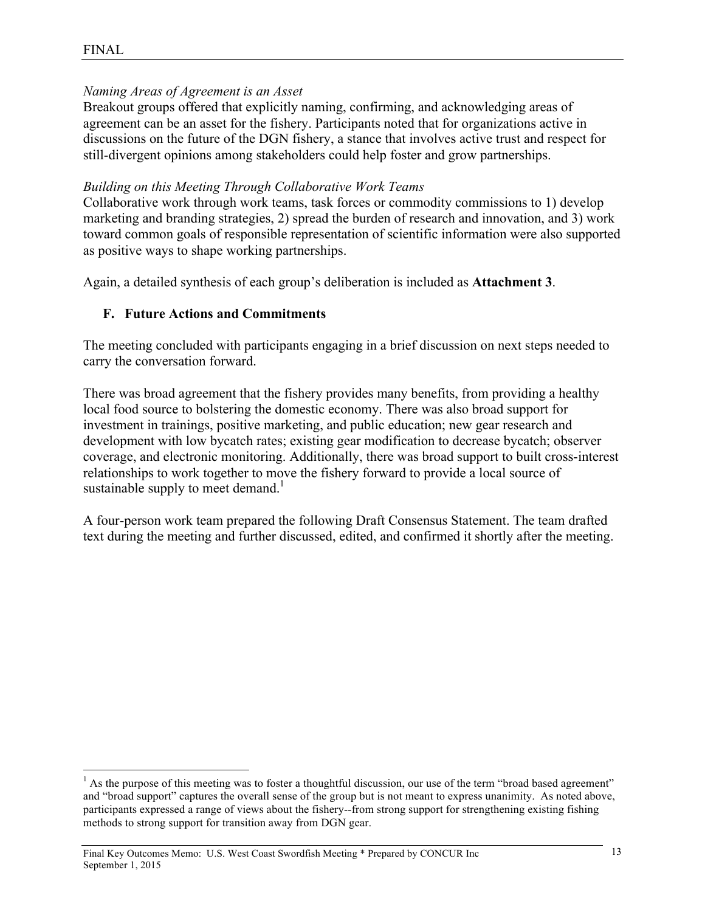*Naming Areas of Agreement is an Asset*
Breakout groups offered that explicitly naming, confirming, and acknowledging areas of agreement can be an asset for the fishery. Participants noted that for organizations active in discussions on the future of the DGN fishery, a stance that involves active trust and respect for still-divergent opinions among stakeholders could help foster and grow partnerships.

*Building on this Meeting Through Collaborative Work Teams*
Collaborative work through work teams, task forces or commodity commissions to 1) develop marketing and branding strategies, 2) spread the burden of research and innovation, and 3) work toward common goals of responsible representation of scientific information were also supported as positive ways to shape working partnerships.

Again, a detailed synthesis of each group's deliberation is included as **Attachment 3**.

### F. Future Actions and Commitments

The meeting concluded with participants engaging in a brief discussion on next steps needed to carry the conversation forward.

There was broad agreement that the fishery provides many benefits, from providing a healthy local food source to bolstering the domestic economy. There was also broad support for investment in trainings, positive marketing, and public education; new gear research and development with low bycatch rates; existing gear modification to decrease bycatch; observer coverage, and electronic monitoring. Additionally, there was broad support to built cross-interest relationships to work together to move the fishery forward to provide a local source of sustainable supply to meet demand.[1]

A four-person work team prepared the following Draft Consensus Statement. The team drafted text during the meeting and further discussed, edited, and confirmed it shortly after the meeting.

[1] As the purpose of this meeting was to foster a thoughtful discussion, our use of the term "broad based agreement" and "broad support" captures the overall sense of the group but is not meant to express unanimity. As noted above, participants expressed a range of views about the fishery--from strong support for strengthening existing fishing methods to strong support for transition away from DGN gear.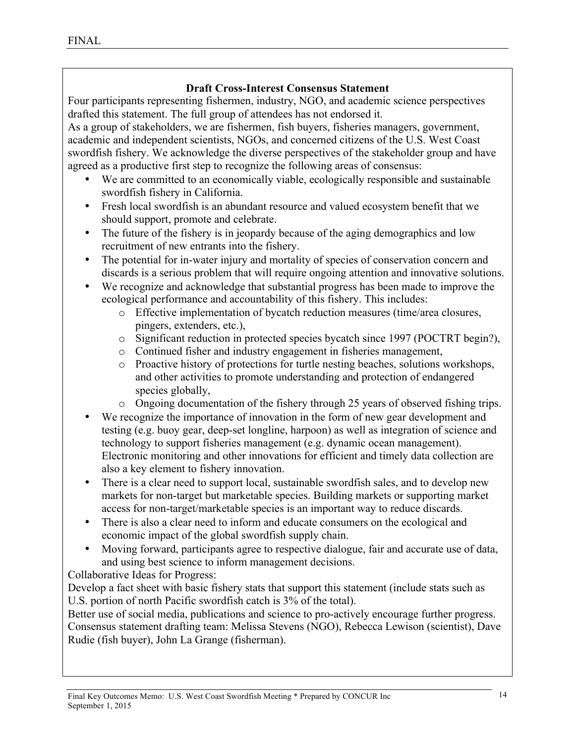**Draft Cross-Interest Consensus Statement**

Four participants representing fishermen, industry, NGO, and academic science perspectives drafted this statement. The full group of attendees has not endorsed it.

As a group of stakeholders, we are fishermen, fish buyers, fisheries managers, government, academic and independent scientists, NGOs, and concerned citizens of the U.S. West Coast swordfish fishery. We acknowledge the diverse perspectives of the stakeholder group and have agreed as a productive first step to recognize the following areas of consensus:

- We are committed to an economically viable, ecologically responsible and sustainable swordfish fishery in California.
- Fresh local swordfish is an abundant resource and valued ecosystem benefit that we should support, promote and celebrate.
- The future of the fishery is in jeopardy because of the aging demographics and low recruitment of new entrants into the fishery.
- The potential for in-water injury and mortality of species of conservation concern and discards is a serious problem that will require ongoing attention and innovative solutions.
- We recognize and acknowledge that substantial progress has been made to improve the ecological performance and accountability of this fishery. This includes:
    - Effective implementation of bycatch reduction measures (time/area closures, pingers, extenders, etc.),
    - Significant reduction in protected species bycatch since 1997 (POCTRT begin?),
    - Continued fisher and industry engagement in fisheries management,
    - Proactive history of protections for turtle nesting beaches, solutions workshops, and other activities to promote understanding and protection of endangered species globally,
    - Ongoing documentation of the fishery through 25 years of observed fishing trips.
- We recognize the importance of innovation in the form of new gear development and testing (e.g. buoy gear, deep-set longline, harpoon) as well as integration of science and technology to support fisheries management (e.g. dynamic ocean management). Electronic monitoring and other innovations for efficient and timely data collection are also a key element to fishery innovation.
- There is a clear need to support local, sustainable swordfish sales, and to develop new markets for non-target but marketable species. Building markets or supporting market access for non-target/marketable species is an important way to reduce discards.
- There is also a clear need to inform and educate consumers on the ecological and economic impact of the global swordfish supply chain.
- Moving forward, participants agree to respective dialogue, fair and accurate use of data, and using best science to inform management decisions.

Collaborative Ideas for Progress:

Develop a fact sheet with basic fishery stats that support this statement (include stats such as U.S. portion of north Pacific swordfish catch is 3% of the total).

Better use of social media, publications and science to pro-actively encourage further progress.

Consensus statement drafting team: Melissa Stevens (NGO), Rebecca Lewison (scientist), Dave Rudie (fish buyer), John La Grange (fisherman).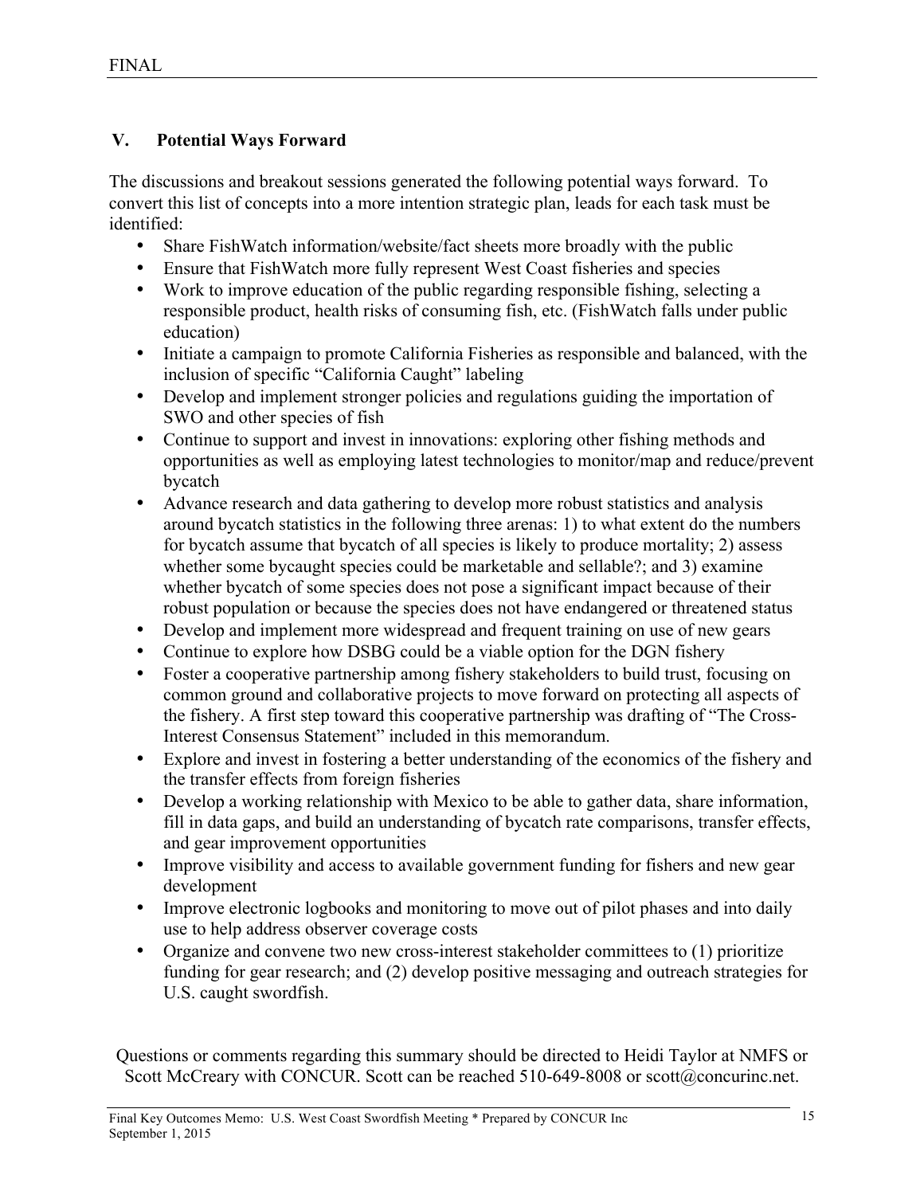## V. Potential Ways Forward

The discussions and breakout sessions generated the following potential ways forward. To convert this list of concepts into a more intention strategic plan, leads for each task must be identified:

- Share FishWatch information/website/fact sheets more broadly with the public
- Ensure that FishWatch more fully represent West Coast fisheries and species
- Work to improve education of the public regarding responsible fishing, selecting a responsible product, health risks of consuming fish, etc. (FishWatch falls under public education)
- Initiate a campaign to promote California Fisheries as responsible and balanced, with the inclusion of specific "California Caught" labeling
- Develop and implement stronger policies and regulations guiding the importation of SWO and other species of fish
- Continue to support and invest in innovations: exploring other fishing methods and opportunities as well as employing latest technologies to monitor/map and reduce/prevent bycatch
- Advance research and data gathering to develop more robust statistics and analysis around bycatch statistics in the following three arenas: 1) to what extent do the numbers for bycatch assume that bycatch of all species is likely to produce mortality; 2) assess whether some bycaught species could be marketable and sellable?; and 3) examine whether bycatch of some species does not pose a significant impact because of their robust population or because the species does not have endangered or threatened status
- Develop and implement more widespread and frequent training on use of new gears
- Continue to explore how DSBG could be a viable option for the DGN fishery
- Foster a cooperative partnership among fishery stakeholders to build trust, focusing on common ground and collaborative projects to move forward on protecting all aspects of the fishery. A first step toward this cooperative partnership was drafting of "The Cross-Interest Consensus Statement" included in this memorandum.
- Explore and invest in fostering a better understanding of the economics of the fishery and the transfer effects from foreign fisheries
- Develop a working relationship with Mexico to be able to gather data, share information, fill in data gaps, and build an understanding of bycatch rate comparisons, transfer effects, and gear improvement opportunities
- Improve visibility and access to available government funding for fishers and new gear development
- Improve electronic logbooks and monitoring to move out of pilot phases and into daily use to help address observer coverage costs
- Organize and convene two new cross-interest stakeholder committees to (1) prioritize funding for gear research; and (2) develop positive messaging and outreach strategies for U.S. caught swordfish.

Questions or comments regarding this summary should be directed to Heidi Taylor at NMFS or Scott McCreary with CONCUR. Scott can be reached 510-649-8008 or scott@concurinc.net.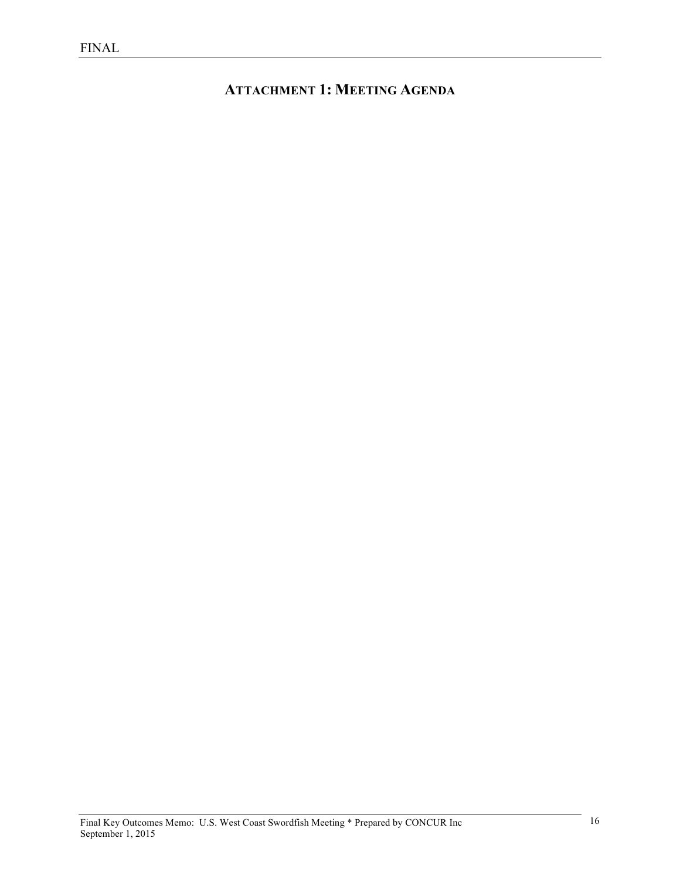# ATTACHMENT 1: MEETING AGENDA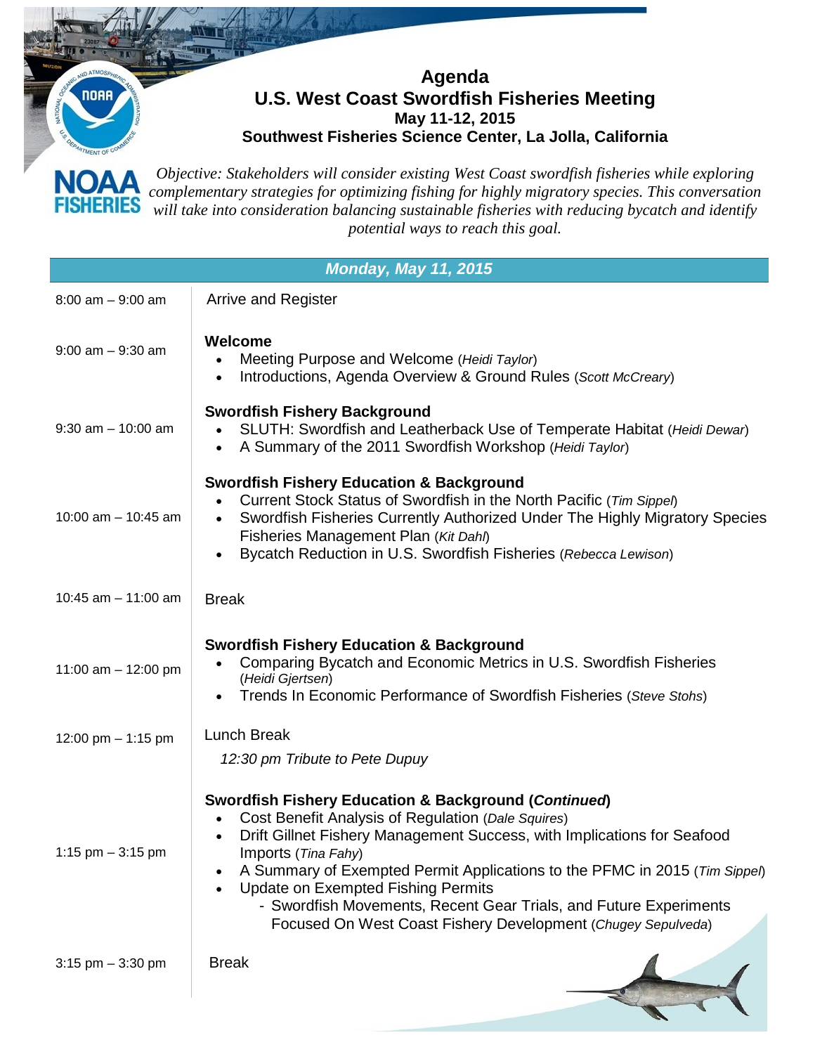# Agenda
## U.S. West Coast Swordfish Fisheries Meeting
### May 11-12, 2015
### Southwest Fisheries Science Center, La Jolla, California

*Objective: Stakeholders will consider existing West Coast swordfish fisheries while exploring complementary strategies for optimizing fishing for highly migratory species. This conversation will take into consideration balancing sustainable fisheries with reducing bycatch and identify potential ways to reach this goal.*

| ***Monday, May 11, 2015*** | |
|---|---|
| 8:00 am – 9:00 am | Arrive and Register |
| 9:00 am – 9:30 am | **Welcome**<br>• Meeting Purpose and Welcome (*Heidi Taylor*)<br>• Introductions, Agenda Overview & Ground Rules (*Scott McCreary*) |
| 9:30 am – 10:00 am | **Swordfish Fishery Background**<br>• SLUTH: Swordfish and Leatherback Use of Temperate Habitat (*Heidi Dewar*)<br>• A Summary of the 2011 Swordfish Workshop (*Heidi Taylor*) |
| 10:00 am – 10:45 am | **Swordfish Fishery Education & Background**<br>• Current Stock Status of Swordfish in the North Pacific (*Tim Sippel*)<br>• Swordfish Fisheries Currently Authorized Under The Highly Migratory Species Fisheries Management Plan (*Kit Dahl*)<br>• Bycatch Reduction in U.S. Swordfish Fisheries (*Rebecca Lewison*) |
| 10:45 am – 11:00 am | Break |
| 11:00 am – 12:00 pm | **Swordfish Fishery Education & Background**<br>• Comparing Bycatch and Economic Metrics in U.S. Swordfish Fisheries (*Heidi Gjertsen*)<br>• Trends In Economic Performance of Swordfish Fisheries (*Steve Stohs*) |
| 12:00 pm – 1:15 pm | Lunch Break<br>*12:30 pm Tribute to Pete Dupuy* |
| 1:15 pm – 3:15 pm | **Swordfish Fishery Education & Background (*Continued*)**<br>• Cost Benefit Analysis of Regulation (*Dale Squires*)<br>• Drift Gillnet Fishery Management Success, with Implications for Seafood Imports (*Tina Fahy*)<br>• A Summary of Exempted Permit Applications to the PFMC in 2015 (*Tim Sippel*)<br>• Update on Exempted Fishing Permits<br>  - Swordfish Movements, Recent Gear Trials, and Future Experiments Focused On West Coast Fishery Development (*Chugey Sepulveda*) |
| 3:15 pm – 3:30 pm | Break |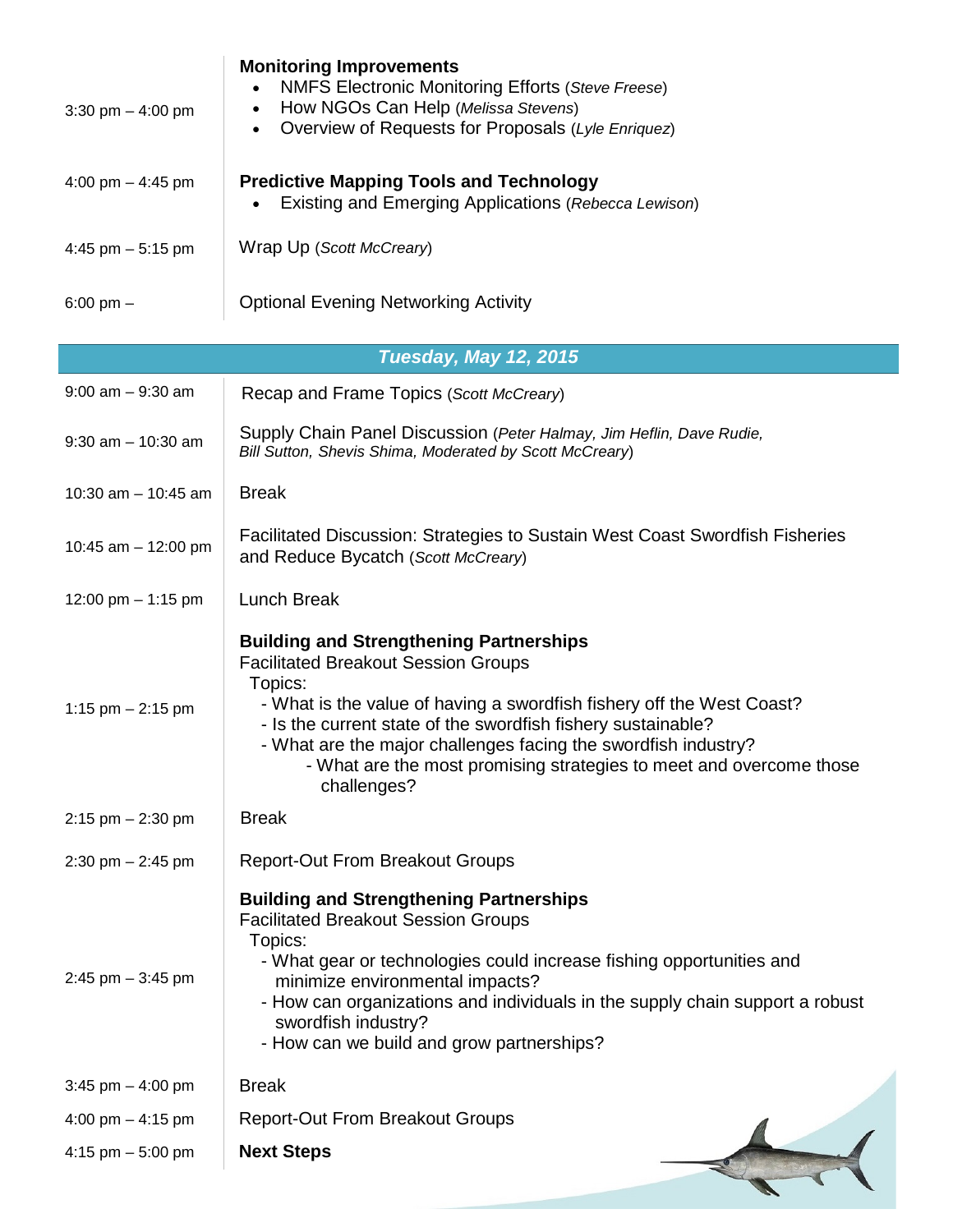| | |
|---|---|
| 3:30 pm – 4:00 pm | **Monitoring Improvements**<br>• NMFS Electronic Monitoring Efforts (*Steve Freese*)<br>• How NGOs Can Help (*Melissa Stevens*)<br>• Overview of Requests for Proposals (*Lyle Enriquez*) |
| 4:00 pm – 4:45 pm | **Predictive Mapping Tools and Technology**<br>• Existing and Emerging Applications (*Rebecca Lewison*) |
| 4:45 pm – 5:15 pm | Wrap Up (*Scott McCreary*) |
| 6:00 pm – | Optional Evening Networking Activity |

## *Tuesday, May 12, 2015*

| | |
|---|---|
| 9:00 am – 9:30 am | Recap and Frame Topics (*Scott McCreary*) |
| 9:30 am – 10:30 am | Supply Chain Panel Discussion (*Peter Halmay, Jim Heflin, Dave Rudie, Bill Sutton, Shevis Shima, Moderated by Scott McCreary*) |
| 10:30 am – 10:45 am | Break |
| 10:45 am – 12:00 pm | Facilitated Discussion: Strategies to Sustain West Coast Swordfish Fisheries and Reduce Bycatch (*Scott McCreary*) |
| 12:00 pm – 1:15 pm | Lunch Break |
| 1:15 pm – 2:15 pm | **Building and Strengthening Partnerships**<br>Facilitated Breakout Session Groups<br>Topics:<br>- What is the value of having a swordfish fishery off the West Coast?<br>- Is the current state of the swordfish fishery sustainable?<br>- What are the major challenges facing the swordfish industry?<br>- What are the most promising strategies to meet and overcome those challenges? |
| 2:15 pm – 2:30 pm | Break |
| 2:30 pm – 2:45 pm | Report-Out From Breakout Groups |
| 2:45 pm – 3:45 pm | **Building and Strengthening Partnerships**<br>Facilitated Breakout Session Groups<br>Topics:<br>- What gear or technologies could increase fishing opportunities and minimize environmental impacts?<br>- How can organizations and individuals in the supply chain support a robust swordfish industry?<br>- How can we build and grow partnerships? |
| 3:45 pm – 4:00 pm | Break |
| 4:00 pm – 4:15 pm | Report-Out From Breakout Groups |
| 4:15 pm – 5:00 pm | **Next Steps** |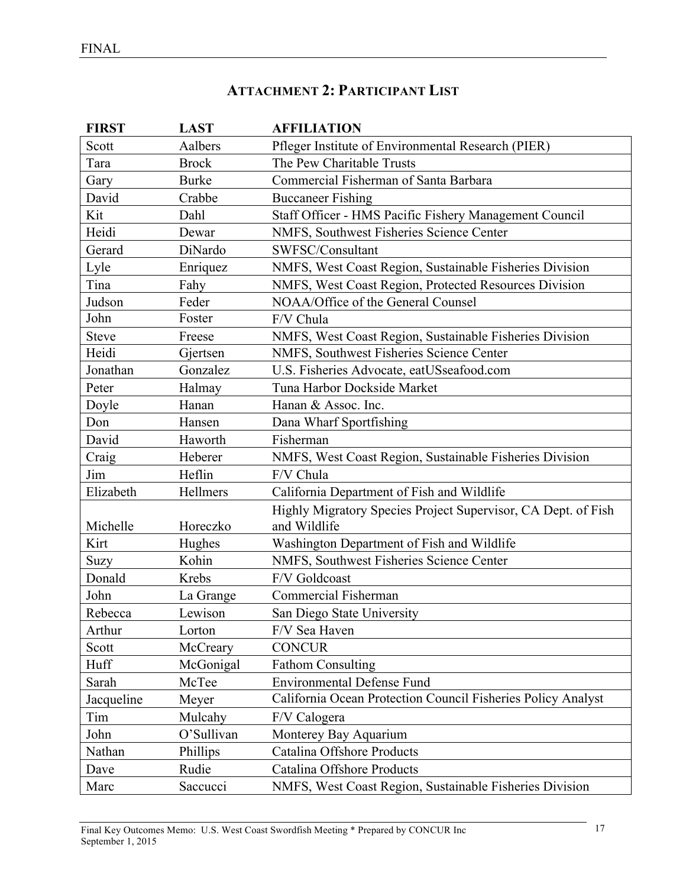## ATTACHMENT 2: PARTICIPANT LIST

| FIRST | LAST | AFFILIATION |
|---|---|---|
| Scott | Aalbers | Pfleger Institute of Environmental Research (PIER) |
| Tara | Brock | The Pew Charitable Trusts |
| Gary | Burke | Commercial Fisherman of Santa Barbara |
| David | Crabbe | Buccaneer Fishing |
| Kit | Dahl | Staff Officer - HMS Pacific Fishery Management Council |
| Heidi | Dewar | NMFS, Southwest Fisheries Science Center |
| Gerard | DiNardo | SWFSC/Consultant |
| Lyle | Enriquez | NMFS, West Coast Region, Sustainable Fisheries Division |
| Tina | Fahy | NMFS, West Coast Region, Protected Resources Division |
| Judson | Feder | NOAA/Office of the General Counsel |
| John | Foster | F/V Chula |
| Steve | Freese | NMFS, West Coast Region, Sustainable Fisheries Division |
| Heidi | Gjertsen | NMFS, Southwest Fisheries Science Center |
| Jonathan | Gonzalez | U.S. Fisheries Advocate, eatUSseafood.com |
| Peter | Halmay | Tuna Harbor Dockside Market |
| Doyle | Hanan | Hanan & Assoc. Inc. |
| Don | Hansen | Dana Wharf Sportfishing |
| David | Haworth | Fisherman |
| Craig | Heberer | NMFS, West Coast Region, Sustainable Fisheries Division |
| Jim | Heflin | F/V Chula |
| Elizabeth | Hellmers | California Department of Fish and Wildlife |
| Michelle | Horeczko | Highly Migratory Species Project Supervisor, CA Dept. of Fish and Wildlife |
| Kirt | Hughes | Washington Department of Fish and Wildlife |
| Suzy | Kohin | NMFS, Southwest Fisheries Science Center |
| Donald | Krebs | F/V Goldcoast |
| John | La Grange | Commercial Fisherman |
| Rebecca | Lewison | San Diego State University |
| Arthur | Lorton | F/V Sea Haven |
| Scott | McCreary | CONCUR |
| Huff | McGonigal | Fathom Consulting |
| Sarah | McTee | Environmental Defense Fund |
| Jacqueline | Meyer | California Ocean Protection Council Fisheries Policy Analyst |
| Tim | Mulcahy | F/V Calogera |
| John | O'Sullivan | Monterey Bay Aquarium |
| Nathan | Phillips | Catalina Offshore Products |
| Dave | Rudie | Catalina Offshore Products |
| Marc | Saccucci | NMFS, West Coast Region, Sustainable Fisheries Division |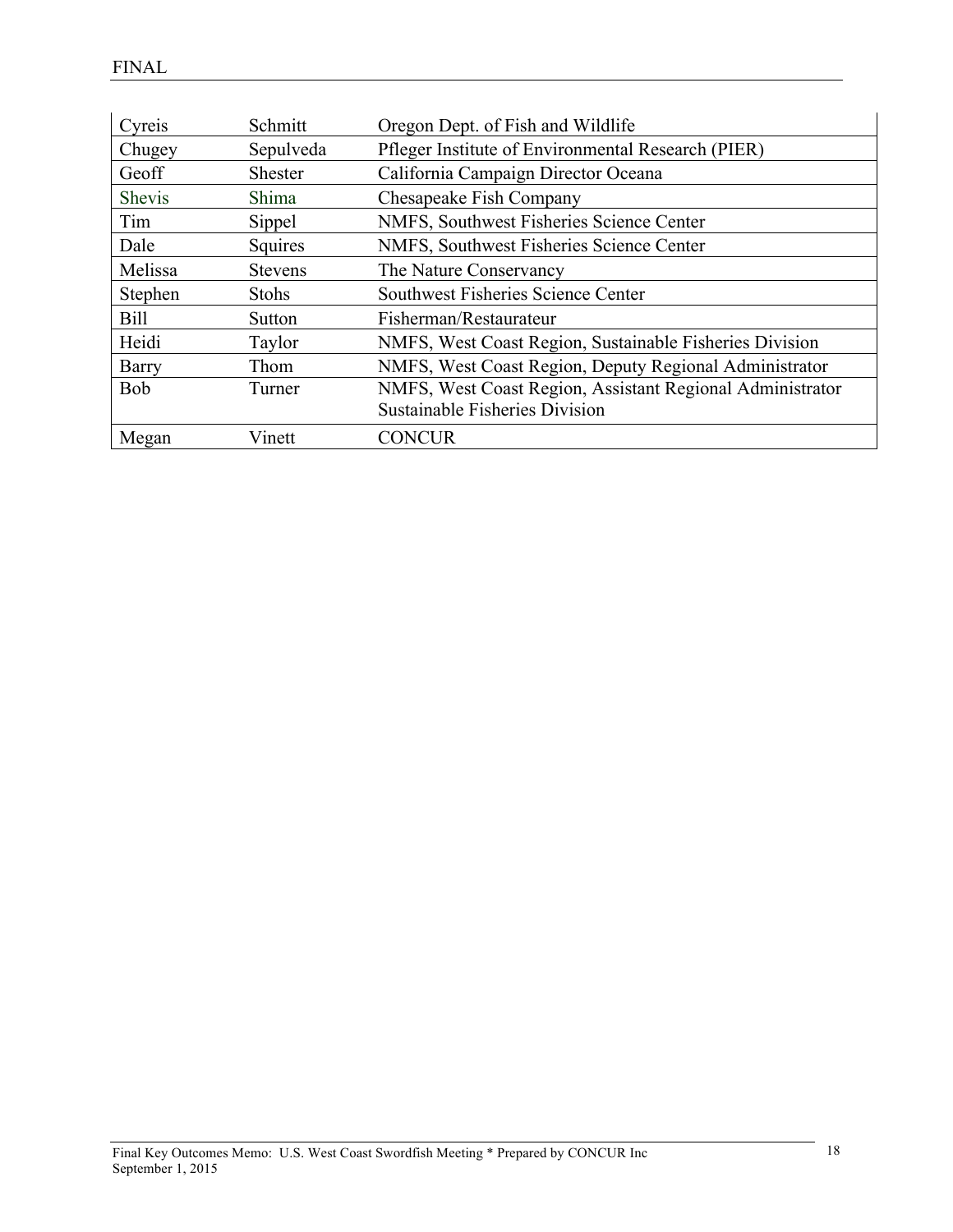| | | |
|---|---|---|
| Cyreis | Schmitt | Oregon Dept. of Fish and Wildlife |
| Chugey | Sepulveda | Pfleger Institute of Environmental Research (PIER) |
| Geoff | Shester | California Campaign Director Oceana |
| Shevis | Shima | Chesapeake Fish Company |
| Tim | Sippel | NMFS, Southwest Fisheries Science Center |
| Dale | Squires | NMFS, Southwest Fisheries Science Center |
| Melissa | Stevens | The Nature Conservancy |
| Stephen | Stohs | Southwest Fisheries Science Center |
| Bill | Sutton | Fisherman/Restaurateur |
| Heidi | Taylor | NMFS, West Coast Region, Sustainable Fisheries Division |
| Barry | Thom | NMFS, West Coast Region, Deputy Regional Administrator |
| Bob | Turner | NMFS, West Coast Region, Assistant Regional Administrator Sustainable Fisheries Division |
| Megan | Vinett | CONCUR |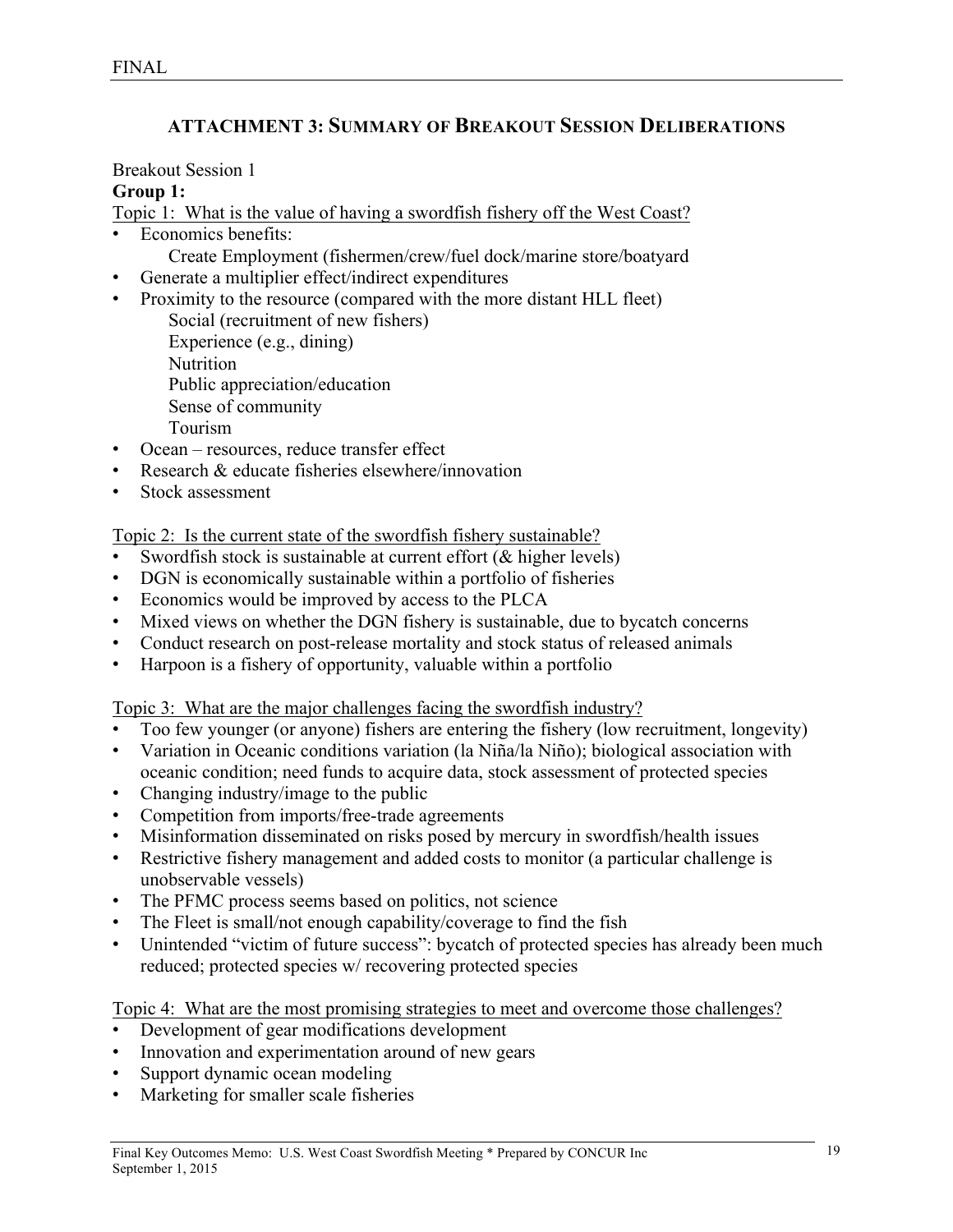## ATTACHMENT 3: SUMMARY OF BREAKOUT SESSION DELIBERATIONS

Breakout Session 1

**Group 1:**

Topic 1: What is the value of having a swordfish fishery off the West Coast?

- Economics benefits:
  - Create Employment (fishermen/crew/fuel dock/marine store/boatyard
- Generate a multiplier effect/indirect expenditures
- Proximity to the resource (compared with the more distant HLL fleet)
  - Social (recruitment of new fishers)
  - Experience (e.g., dining)
  - Nutrition
  - Public appreciation/education
  - Sense of community
  - Tourism
- Ocean – resources, reduce transfer effect
- Research & educate fisheries elsewhere/innovation
- Stock assessment

Topic 2: Is the current state of the swordfish fishery sustainable?

- Swordfish stock is sustainable at current effort (& higher levels)
- DGN is economically sustainable within a portfolio of fisheries
- Economics would be improved by access to the PLCA
- Mixed views on whether the DGN fishery is sustainable, due to bycatch concerns
- Conduct research on post-release mortality and stock status of released animals
- Harpoon is a fishery of opportunity, valuable within a portfolio

Topic 3: What are the major challenges facing the swordfish industry?

- Too few younger (or anyone) fishers are entering the fishery (low recruitment, longevity)
- Variation in Oceanic conditions variation (la Niña/la Niño); biological association with oceanic condition; need funds to acquire data, stock assessment of protected species
- Changing industry/image to the public
- Competition from imports/free-trade agreements
- Misinformation disseminated on risks posed by mercury in swordfish/health issues
- Restrictive fishery management and added costs to monitor (a particular challenge is unobservable vessels)
- The PFMC process seems based on politics, not science
- The Fleet is small/not enough capability/coverage to find the fish
- Unintended "victim of future success": bycatch of protected species has already been much reduced; protected species w/ recovering protected species

Topic 4: What are the most promising strategies to meet and overcome those challenges?

- Development of gear modifications development
- Innovation and experimentation around of new gears
- Support dynamic ocean modeling
- Marketing for smaller scale fisheries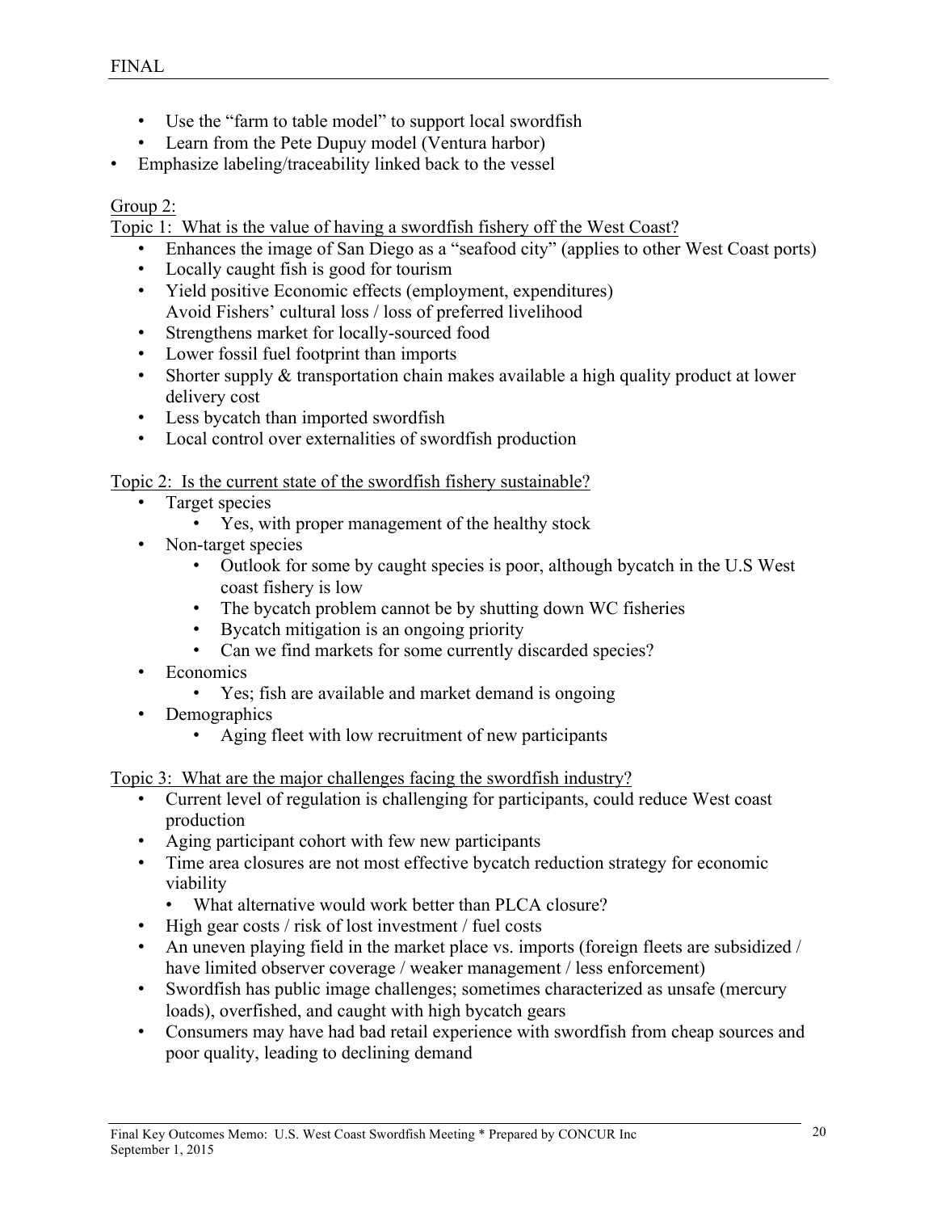- Use the "farm to table model" to support local swordfish
  - Learn from the Pete Dupuy model (Ventura harbor)
- Emphasize labeling/traceability linked back to the vessel

Group 2:

Topic 1: What is the value of having a swordfish fishery off the West Coast?

- Enhances the image of San Diego as a "seafood city" (applies to other West Coast ports)
- Locally caught fish is good for tourism
- Yield positive Economic effects (employment, expenditures)
  Avoid Fishers' cultural loss / loss of preferred livelihood
- Strengthens market for locally-sourced food
- Lower fossil fuel footprint than imports
- Shorter supply & transportation chain makes available a high quality product at lower delivery cost
- Less bycatch than imported swordfish
- Local control over externalities of swordfish production

Topic 2: Is the current state of the swordfish fishery sustainable?

- Target species
  - Yes, with proper management of the healthy stock
- Non-target species
  - Outlook for some by caught species is poor, although bycatch in the U.S West coast fishery is low
  - The bycatch problem cannot be by shutting down WC fisheries
  - Bycatch mitigation is an ongoing priority
  - Can we find markets for some currently discarded species?
- Economics
  - Yes; fish are available and market demand is ongoing
- Demographics
  - Aging fleet with low recruitment of new participants

Topic 3: What are the major challenges facing the swordfish industry?

- Current level of regulation is challenging for participants, could reduce West coast production
- Aging participant cohort with few new participants
- Time area closures are not most effective bycatch reduction strategy for economic viability
  - What alternative would work better than PLCA closure?
- High gear costs / risk of lost investment / fuel costs
- An uneven playing field in the market place vs. imports (foreign fleets are subsidized / have limited observer coverage / weaker management / less enforcement)
- Swordfish has public image challenges; sometimes characterized as unsafe (mercury loads), overfished, and caught with high bycatch gears
- Consumers may have had bad retail experience with swordfish from cheap sources and poor quality, leading to declining demand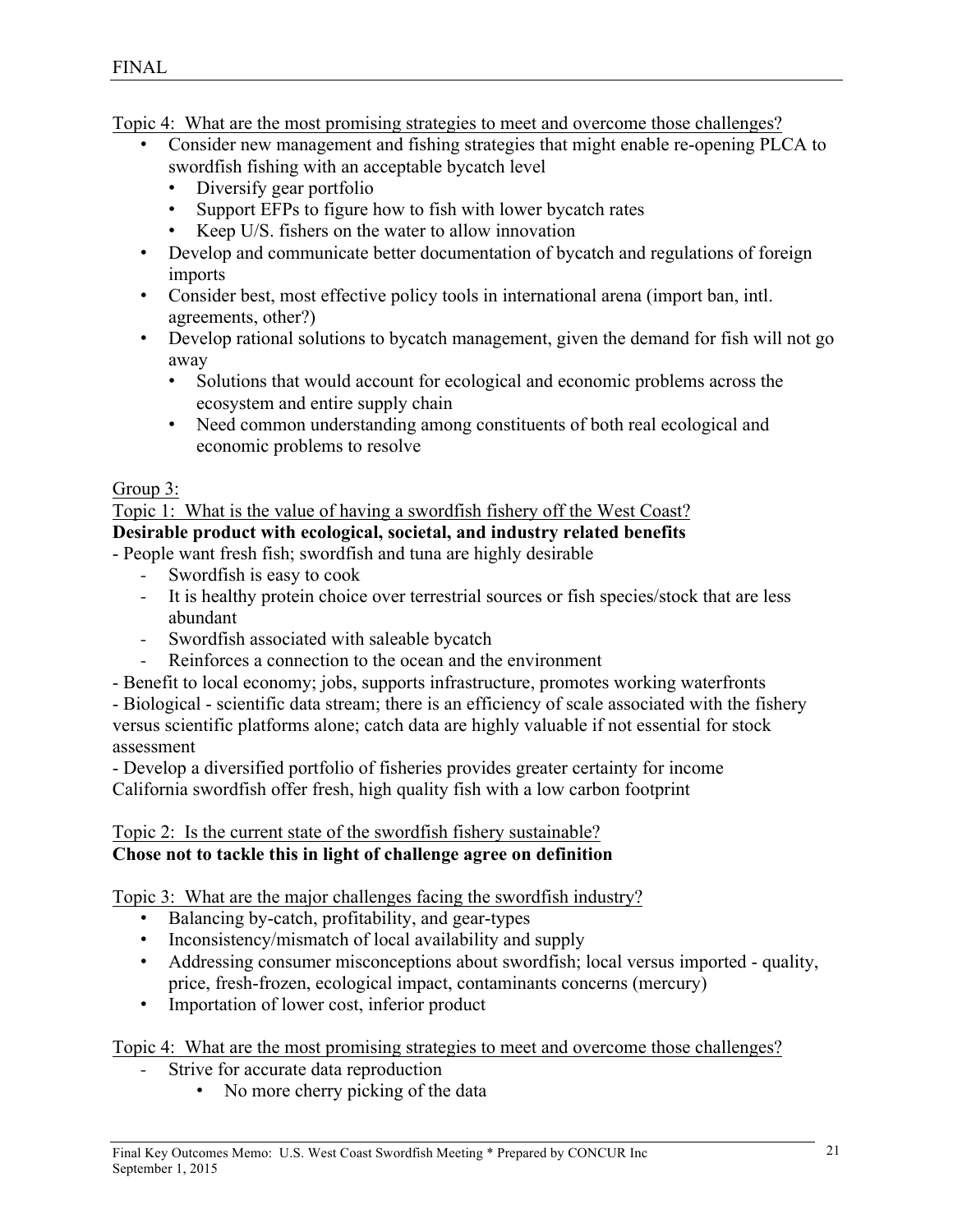Topic 4: What are the most promising strategies to meet and overcome those challenges?

- Consider new management and fishing strategies that might enable re-opening PLCA to swordfish fishing with an acceptable bycatch level
  - Diversify gear portfolio
  - Support EFPs to figure how to fish with lower bycatch rates
  - Keep U/S. fishers on the water to allow innovation
- Develop and communicate better documentation of bycatch and regulations of foreign imports
- Consider best, most effective policy tools in international arena (import ban, intl. agreements, other?)
- Develop rational solutions to bycatch management, given the demand for fish will not go away
  - Solutions that would account for ecological and economic problems across the ecosystem and entire supply chain
  - Need common understanding among constituents of both real ecological and economic problems to resolve

Group 3:

Topic 1: What is the value of having a swordfish fishery off the West Coast?

**Desirable product with ecological, societal, and industry related benefits**

- People want fresh fish; swordfish and tuna are highly desirable
  - Swordfish is easy to cook
  - It is healthy protein choice over terrestrial sources or fish species/stock that are less abundant
  - Swordfish associated with saleable bycatch
  - Reinforces a connection to the ocean and the environment
- Benefit to local economy; jobs, supports infrastructure, promotes working waterfronts
- Biological - scientific data stream; there is an efficiency of scale associated with the fishery versus scientific platforms alone; catch data are highly valuable if not essential for stock assessment
- Develop a diversified portfolio of fisheries provides greater certainty for income

California swordfish offer fresh, high quality fish with a low carbon footprint

Topic 2: Is the current state of the swordfish fishery sustainable?

**Chose not to tackle this in light of challenge agree on definition**

Topic 3: What are the major challenges facing the swordfish industry?

- Balancing by-catch, profitability, and gear-types
- Inconsistency/mismatch of local availability and supply
- Addressing consumer misconceptions about swordfish; local versus imported - quality, price, fresh-frozen, ecological impact, contaminants concerns (mercury)
- Importation of lower cost, inferior product

Topic 4: What are the most promising strategies to meet and overcome those challenges?

- Strive for accurate data reproduction
  - No more cherry picking of the data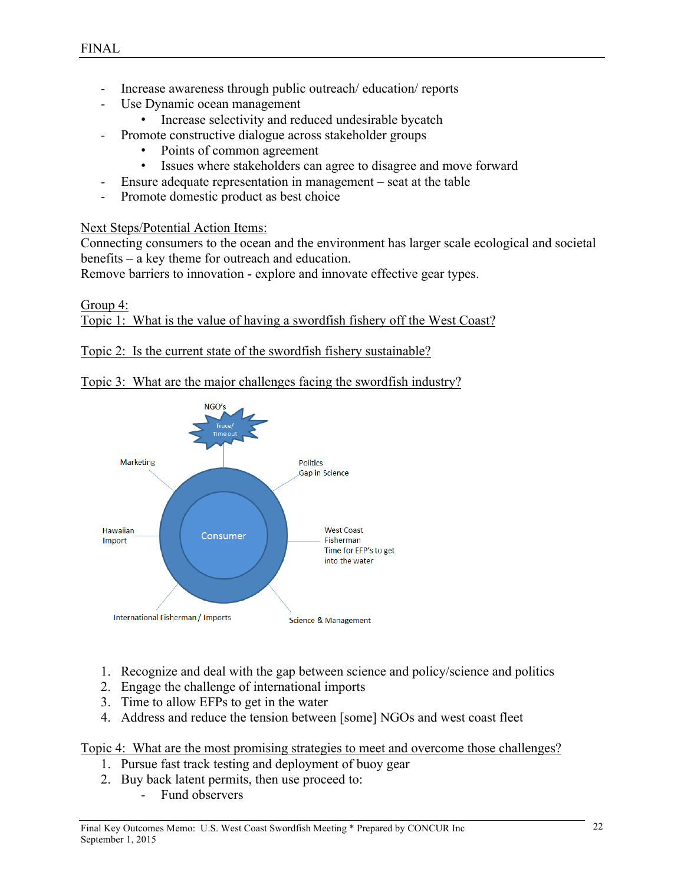- Increase awareness through public outreach/ education/ reports
- Use Dynamic ocean management
  - Increase selectivity and reduced undesirable bycatch
- Promote constructive dialogue across stakeholder groups
  - Points of common agreement
  - Issues where stakeholders can agree to disagree and move forward
- Ensure adequate representation in management – seat at the table
- Promote domestic product as best choice

<u>Next Steps/Potential Action Items:</u>
Connecting consumers to the ocean and the environment has larger scale ecological and societal benefits – a key theme for outreach and education.
Remove barriers to innovation - explore and innovate effective gear types.

<u>Group 4:</u>
<u>Topic 1: What is the value of having a swordfish fishery off the West Coast?</u>

<u>Topic 2: Is the current state of the swordfish fishery sustainable?</u>

<u>Topic 3: What are the major challenges facing the swordfish industry?</u>

NGO's
Truce/ Time out

Marketing

Politics
Gap in Science

Hawaiian Import

Consumer

West Coast Fisherman
Time for EFP's to get into the water

International Fisherman / Imports

Science & Management

1. Recognize and deal with the gap between science and policy/science and politics
2. Engage the challenge of international imports
3. Time to allow EFPs to get in the water
4. Address and reduce the tension between [some] NGOs and west coast fleet

<u>Topic 4: What are the most promising strategies to meet and overcome those challenges?</u>

1. Pursue fast track testing and deployment of buoy gear
2. Buy back latent permits, then use proceed to:
   - Fund observers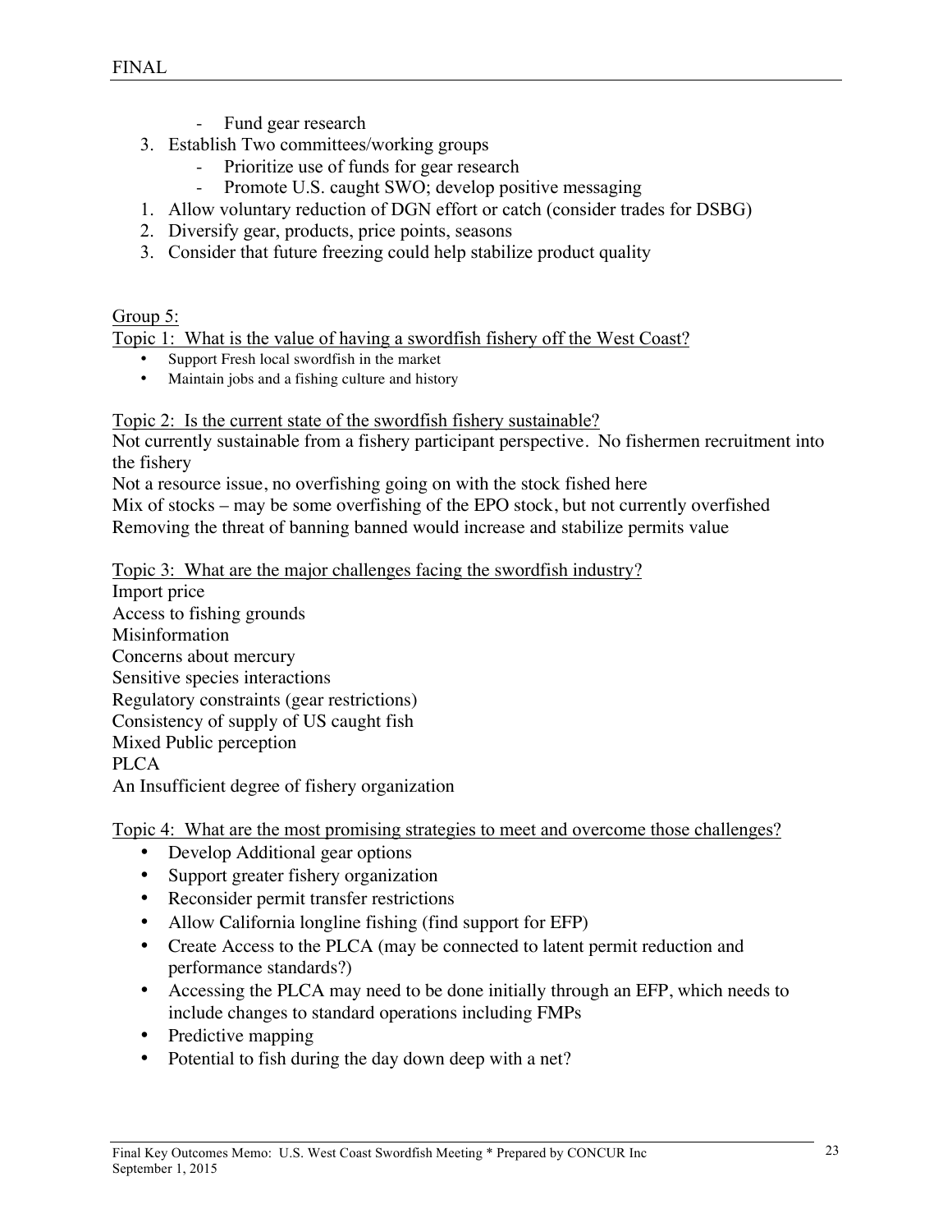- Fund gear research

3. Establish Two committees/working groups
   - Prioritize use of funds for gear research
   - Promote U.S. caught SWO; develop positive messaging

1. Allow voluntary reduction of DGN effort or catch (consider trades for DSBG)
2. Diversify gear, products, price points, seasons
3. Consider that future freezing could help stabilize product quality

Group 5:

Topic 1: What is the value of having a swordfish fishery off the West Coast?

- Support Fresh local swordfish in the market
- Maintain jobs and a fishing culture and history

Topic 2: Is the current state of the swordfish fishery sustainable?

Not currently sustainable from a fishery participant perspective. No fishermen recruitment into the fishery

Not a resource issue, no overfishing going on with the stock fished here

Mix of stocks – may be some overfishing of the EPO stock, but not currently overfished

Removing the threat of banning banned would increase and stabilize permits value

Topic 3: What are the major challenges facing the swordfish industry?

Import price

Access to fishing grounds

Misinformation

Concerns about mercury

Sensitive species interactions

Regulatory constraints (gear restrictions)

Consistency of supply of US caught fish

Mixed Public perception

PLCA

An Insufficient degree of fishery organization

Topic 4: What are the most promising strategies to meet and overcome those challenges?

- Develop Additional gear options
- Support greater fishery organization
- Reconsider permit transfer restrictions
- Allow California longline fishing (find support for EFP)
- Create Access to the PLCA (may be connected to latent permit reduction and performance standards?)
- Accessing the PLCA may need to be done initially through an EFP, which needs to include changes to standard operations including FMPs
- Predictive mapping
- Potential to fish during the day down deep with a net?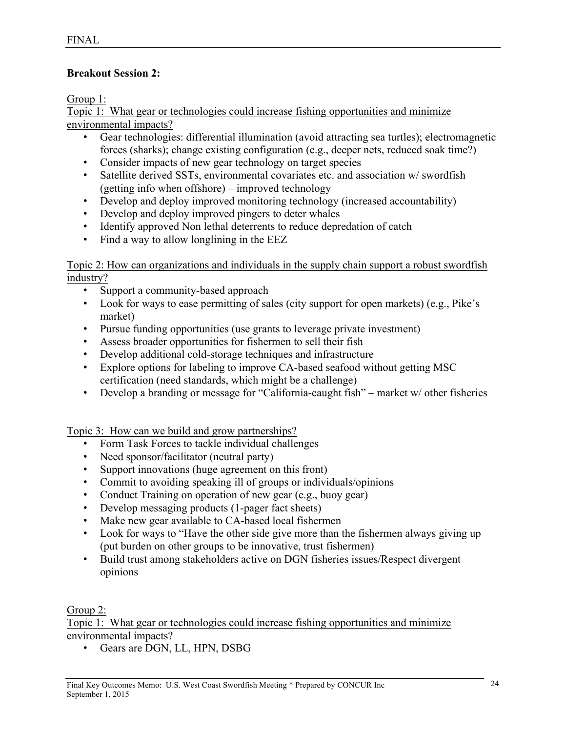**Breakout Session 2:**

Group 1:

Topic 1: What gear or technologies could increase fishing opportunities and minimize environmental impacts?

- Gear technologies: differential illumination (avoid attracting sea turtles); electromagnetic forces (sharks); change existing configuration (e.g., deeper nets, reduced soak time?)
- Consider impacts of new gear technology on target species
- Satellite derived SSTs, environmental covariates etc. and association w/ swordfish (getting info when offshore) – improved technology
- Develop and deploy improved monitoring technology (increased accountability)
- Develop and deploy improved pingers to deter whales
- Identify approved Non lethal deterrents to reduce depredation of catch
- Find a way to allow longlining in the EEZ

Topic 2: How can organizations and individuals in the supply chain support a robust swordfish industry?

- Support a community-based approach
- Look for ways to ease permitting of sales (city support for open markets) (e.g., Pike's market)
- Pursue funding opportunities (use grants to leverage private investment)
- Assess broader opportunities for fishermen to sell their fish
- Develop additional cold-storage techniques and infrastructure
- Explore options for labeling to improve CA-based seafood without getting MSC certification (need standards, which might be a challenge)
- Develop a branding or message for "California-caught fish" – market w/ other fisheries

Topic 3: How can we build and grow partnerships?

- Form Task Forces to tackle individual challenges
- Need sponsor/facilitator (neutral party)
- Support innovations (huge agreement on this front)
- Commit to avoiding speaking ill of groups or individuals/opinions
- Conduct Training on operation of new gear (e.g., buoy gear)
- Develop messaging products (1-pager fact sheets)
- Make new gear available to CA-based local fishermen
- Look for ways to "Have the other side give more than the fishermen always giving up (put burden on other groups to be innovative, trust fishermen)
- Build trust among stakeholders active on DGN fisheries issues/Respect divergent opinions

Group 2:

Topic 1: What gear or technologies could increase fishing opportunities and minimize environmental impacts?

- Gears are DGN, LL, HPN, DSBG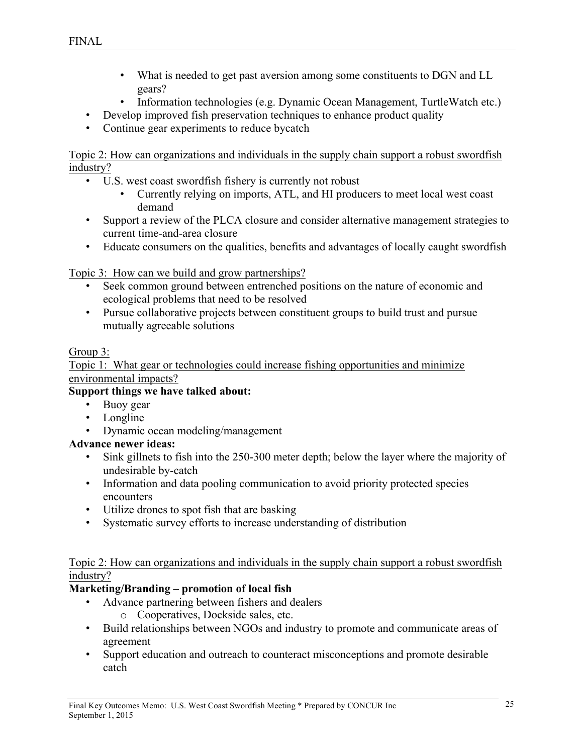- What is needed to get past aversion among some constituents to DGN and LL gears?
    - Information technologies (e.g. Dynamic Ocean Management, TurtleWatch etc.)
- Develop improved fish preservation techniques to enhance product quality
- Continue gear experiments to reduce bycatch

Topic 2: How can organizations and individuals in the supply chain support a robust swordfish industry?

- U.S. west coast swordfish fishery is currently not robust
    - Currently relying on imports, ATL, and HI producers to meet local west coast demand
- Support a review of the PLCA closure and consider alternative management strategies to current time-and-area closure
- Educate consumers on the qualities, benefits and advantages of locally caught swordfish

Topic 3: How can we build and grow partnerships?

- Seek common ground between entrenched positions on the nature of economic and ecological problems that need to be resolved
- Pursue collaborative projects between constituent groups to build trust and pursue mutually agreeable solutions

Group 3:

Topic 1: What gear or technologies could increase fishing opportunities and minimize environmental impacts?

**Support things we have talked about:**

- Buoy gear
- Longline
- Dynamic ocean modeling/management

**Advance newer ideas:**

- Sink gillnets to fish into the 250-300 meter depth; below the layer where the majority of undesirable by-catch
- Information and data pooling communication to avoid priority protected species encounters
- Utilize drones to spot fish that are basking
- Systematic survey efforts to increase understanding of distribution

Topic 2: How can organizations and individuals in the supply chain support a robust swordfish industry?

**Marketing/Branding – promotion of local fish**

- Advance partnering between fishers and dealers
    - Cooperatives, Dockside sales, etc.
- Build relationships between NGOs and industry to promote and communicate areas of agreement
- Support education and outreach to counteract misconceptions and promote desirable catch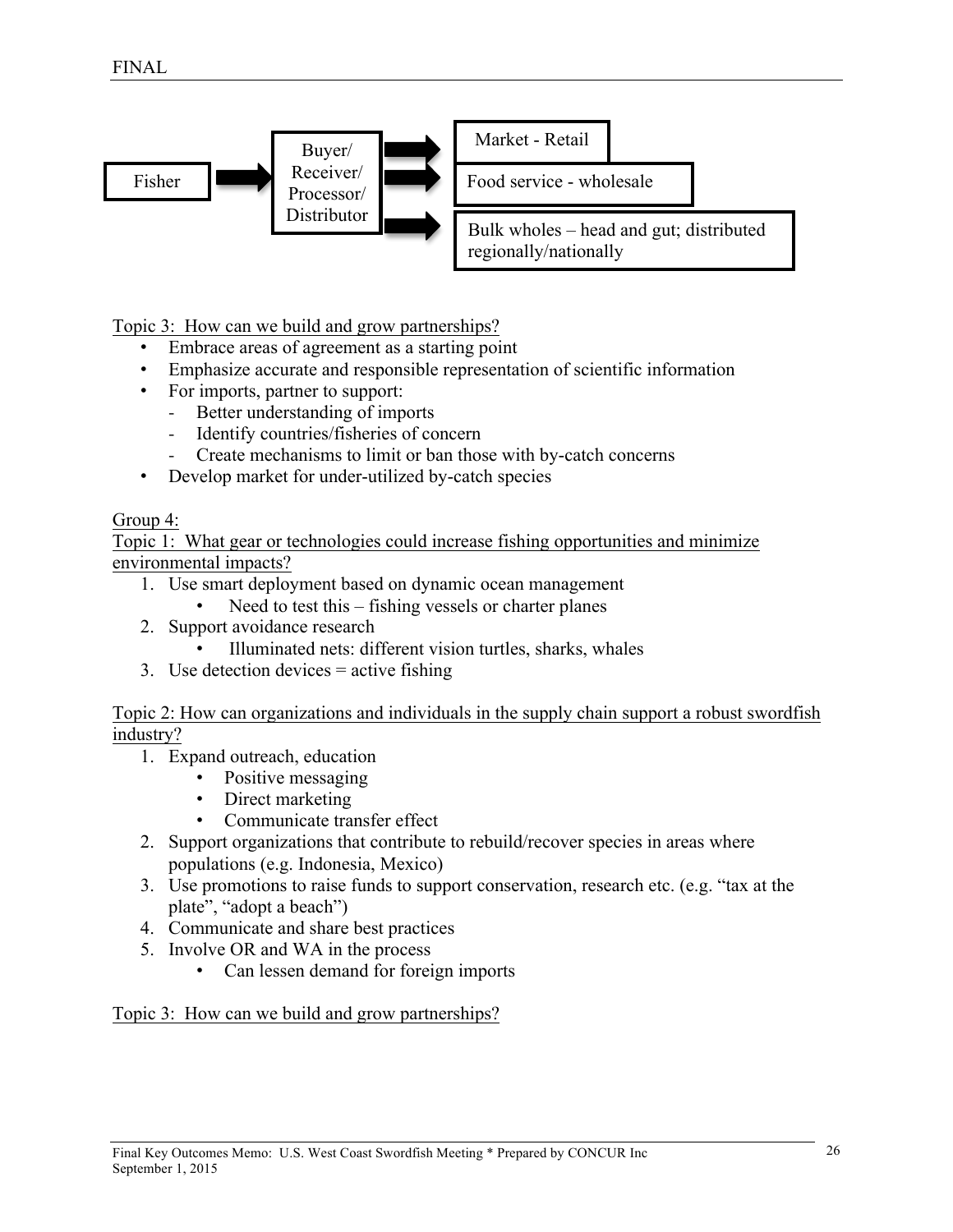Fisher → Buyer/ Receiver/ Processor/ Distributor → Market - Retail; Food service - wholesale; Bulk wholes – head and gut; distributed regionally/nationally

Topic 3: How can we build and grow partnerships?

- Embrace areas of agreement as a starting point
- Emphasize accurate and responsible representation of scientific information
- For imports, partner to support:
  - Better understanding of imports
  - Identify countries/fisheries of concern
  - Create mechanisms to limit or ban those with by-catch concerns
- Develop market for under-utilized by-catch species

Group 4:

Topic 1: What gear or technologies could increase fishing opportunities and minimize environmental impacts?

1. Use smart deployment based on dynamic ocean management
   - Need to test this – fishing vessels or charter planes
2. Support avoidance research
   - Illuminated nets: different vision turtles, sharks, whales
3. Use detection devices = active fishing

Topic 2: How can organizations and individuals in the supply chain support a robust swordfish industry?

1. Expand outreach, education
   - Positive messaging
   - Direct marketing
   - Communicate transfer effect
2. Support organizations that contribute to rebuild/recover species in areas where populations (e.g. Indonesia, Mexico)
3. Use promotions to raise funds to support conservation, research etc. (e.g. "tax at the plate", "adopt a beach")
4. Communicate and share best practices
5. Involve OR and WA in the process
   - Can lessen demand for foreign imports

Topic 3: How can we build and grow partnerships?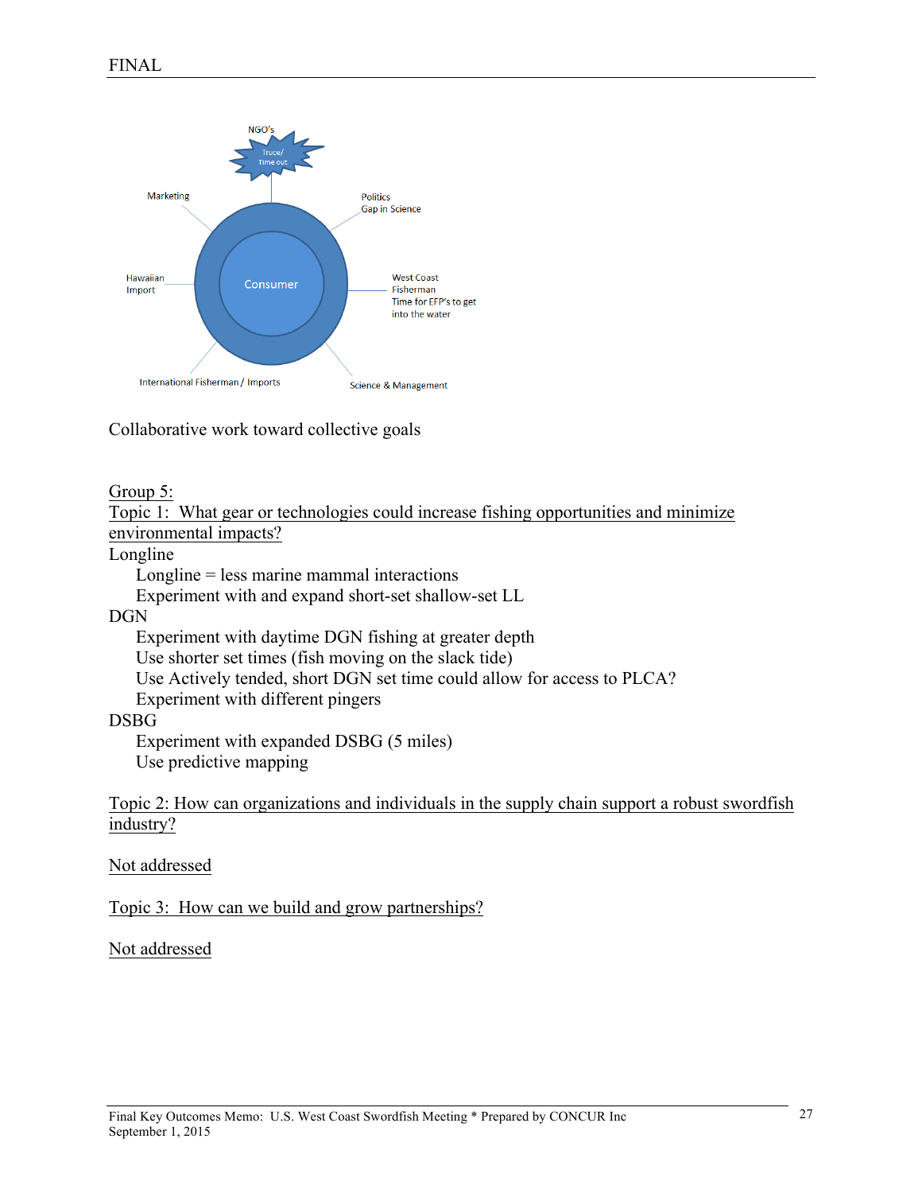NGO's

Truce/
Time out

Marketing

Politics
Gap in Science

Consumer

Hawaiian
Import

West Coast
Fisherman
Time for EFP's to get
into the water

International Fisherman / Imports

Science & Management

Collaborative work toward collective goals

Group 5:

Topic 1: What gear or technologies could increase fishing opportunities and minimize environmental impacts?

Longline

- Longline = less marine mammal interactions
- Experiment with and expand short-set shallow-set LL

DGN

- Experiment with daytime DGN fishing at greater depth
- Use shorter set times (fish moving on the slack tide)
- Use Actively tended, short DGN set time could allow for access to PLCA?
- Experiment with different pingers

DSBG

- Experiment with expanded DSBG (5 miles)
- Use predictive mapping

Topic 2: How can organizations and individuals in the supply chain support a robust swordfish industry?

Not addressed

Topic 3: How can we build and grow partnerships?

Not addressed